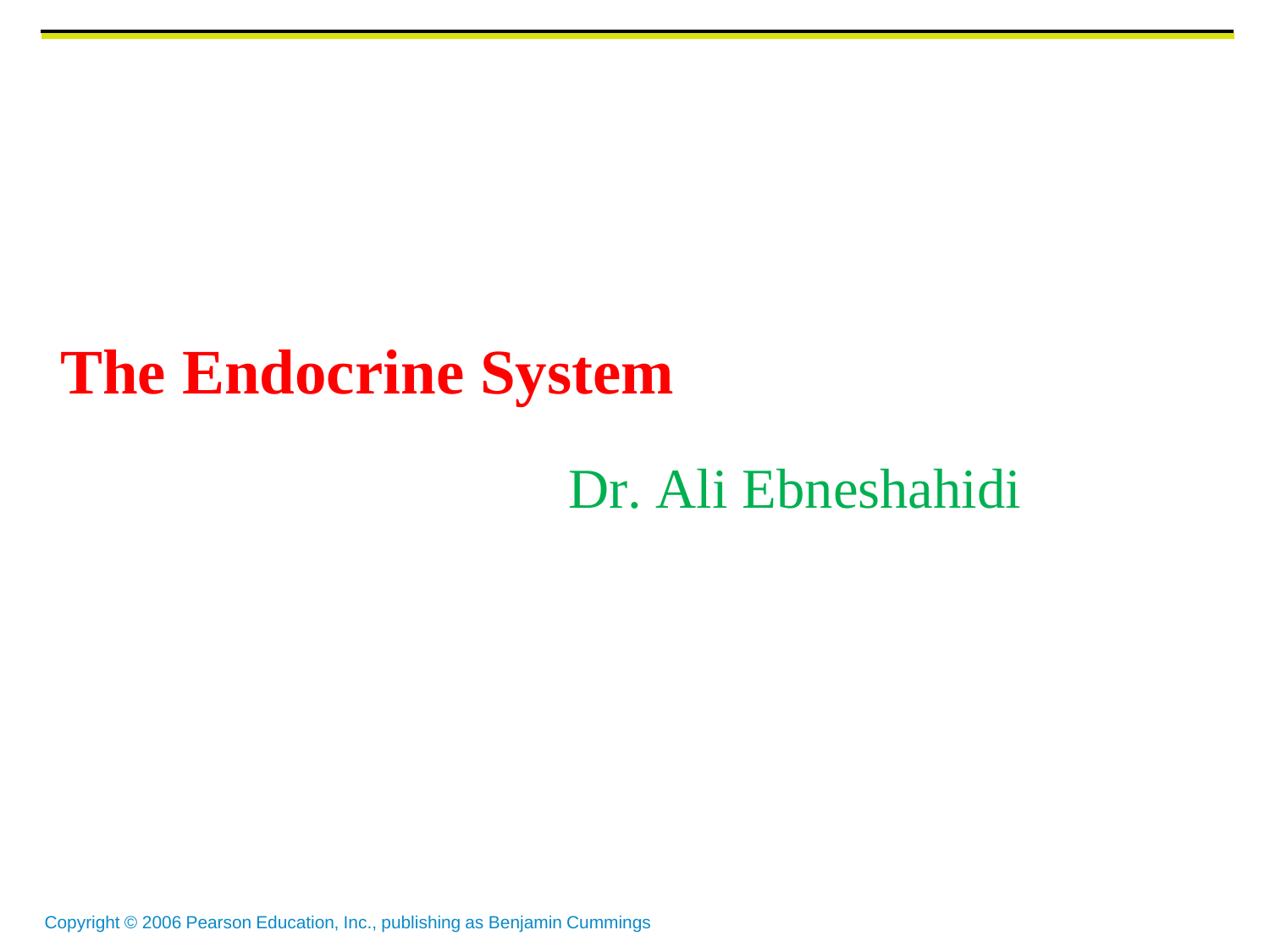# The Endocrine System

Dr. Ali Ebneshahidi

Copyright © 2006 Pearson Education, Inc., publishing as Benjamin Cummings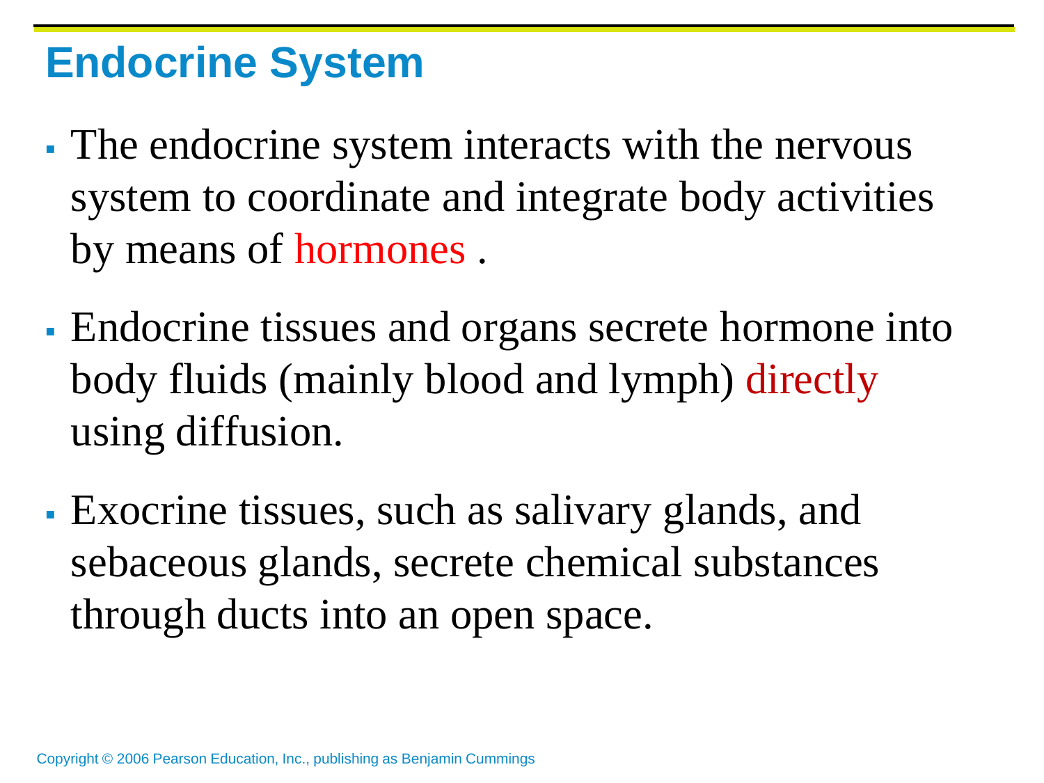# Endocrine System

- The endocrine system interacts with the nervous system to coordinate and integrate body activities by means of hormones .
- Endocrine tissues and organs secrete hormone into body fluids (mainly blood and lymph) directly using diffusion.
- Exocrine tissues, such as salivary glands, and sebaceous glands, secrete chemical substances through ducts into an open space.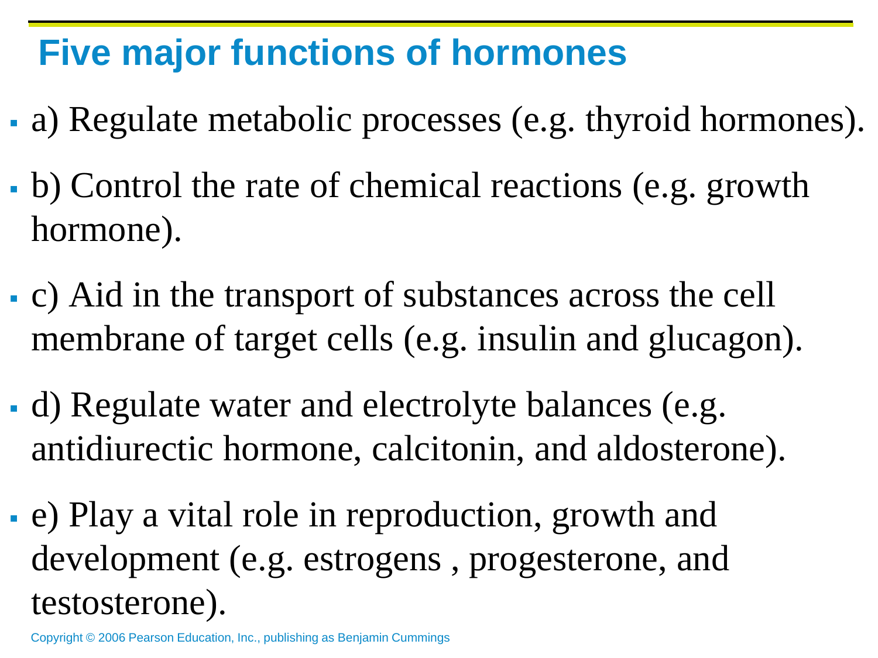# Five major functions of hormones

- a) Regulate metabolic processes (e.g. thyroid hormones).
- b) Control the rate of chemical reactions (e.g. growth hormone).
- c) Aid in the transport of substances across the cell membrane of target cells (e.g. insulin and glucagon).
- d) Regulate water and electrolyte balances (e.g. antidiurectic hormone, calcitonin, and aldosterone).
- e) Play a vital role in reproduction, growth and development (e.g. estrogens , progesterone, and testosterone).

Copyright © 2006 Pearson Education, Inc., publishing as Benjamin Cummings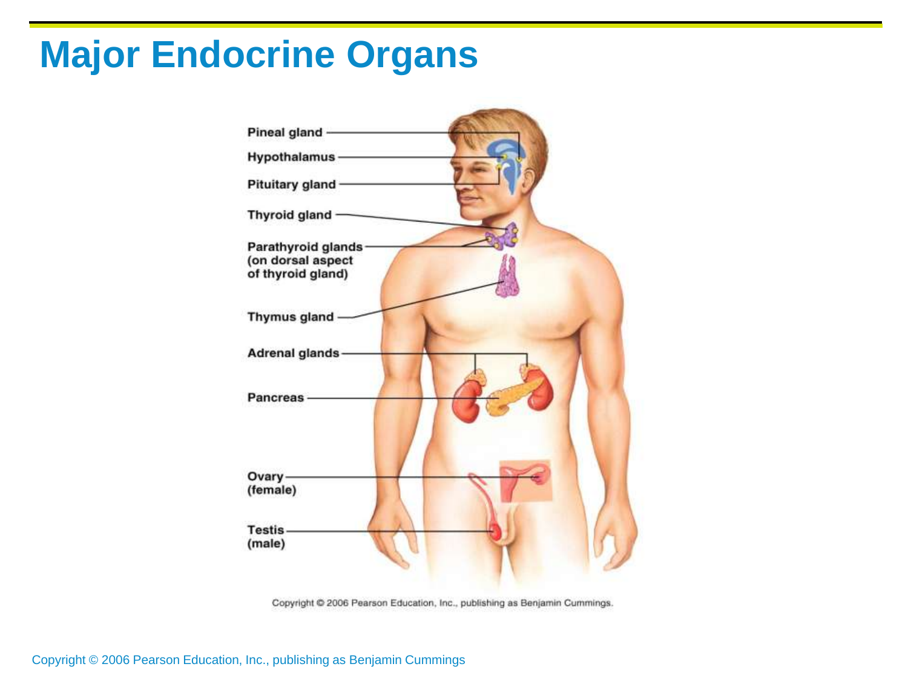# Major Endocrine Organs

Pineal gland

Hypothalamus

Pituitary gland

Thyroid gland

Parathyroid glands (on dorsal aspect of thyroid gland)

Thymus gland

Adrenal glands

Pancreas

Ovary (female)

Testis (male)

Copyright © 2006 Pearson Education, Inc., publishing as Benjamin Cummings.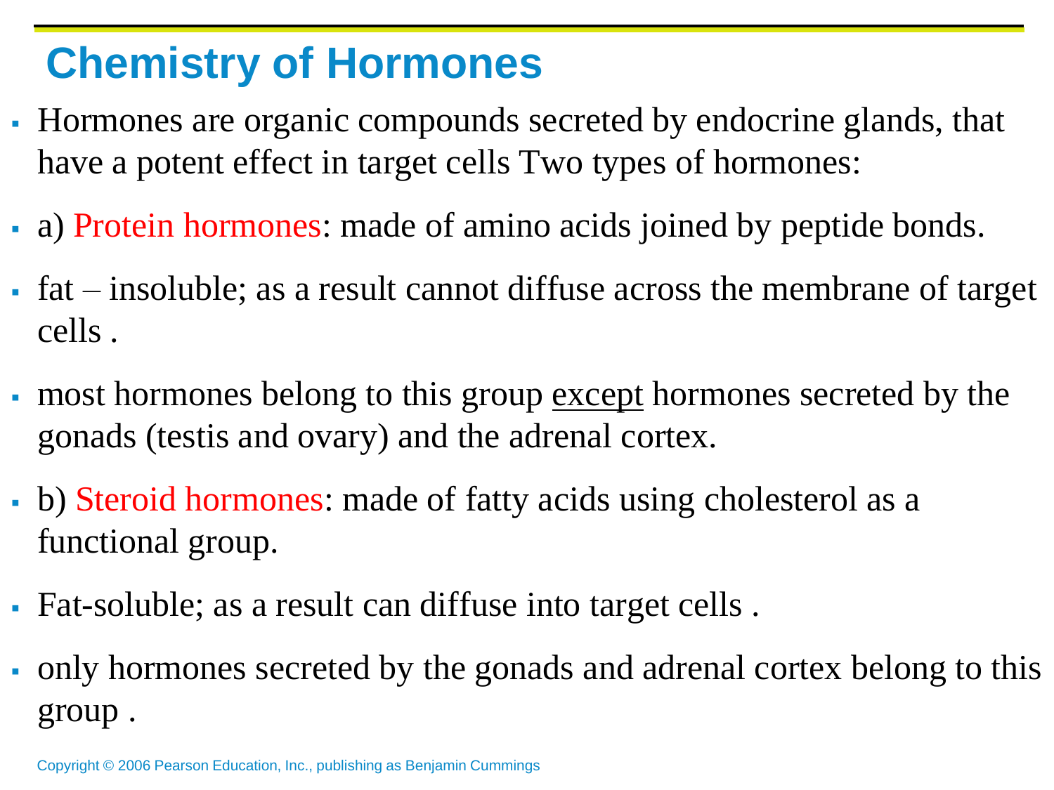# Chemistry of Hormones

- Hormones are organic compounds secreted by endocrine glands, that have a potent effect in target cells Two types of hormones:
- a) Protein hormones: made of amino acids joined by peptide bonds.
- fat – insoluble; as a result cannot diffuse across the membrane of target cells .
- most hormones belong to this group <u>except</u> hormones secreted by the gonads (testis and ovary) and the adrenal cortex.
- b) Steroid hormones: made of fatty acids using cholesterol as a functional group.
- Fat-soluble; as a result can diffuse into target cells .
- only hormones secreted by the gonads and adrenal cortex belong to this group .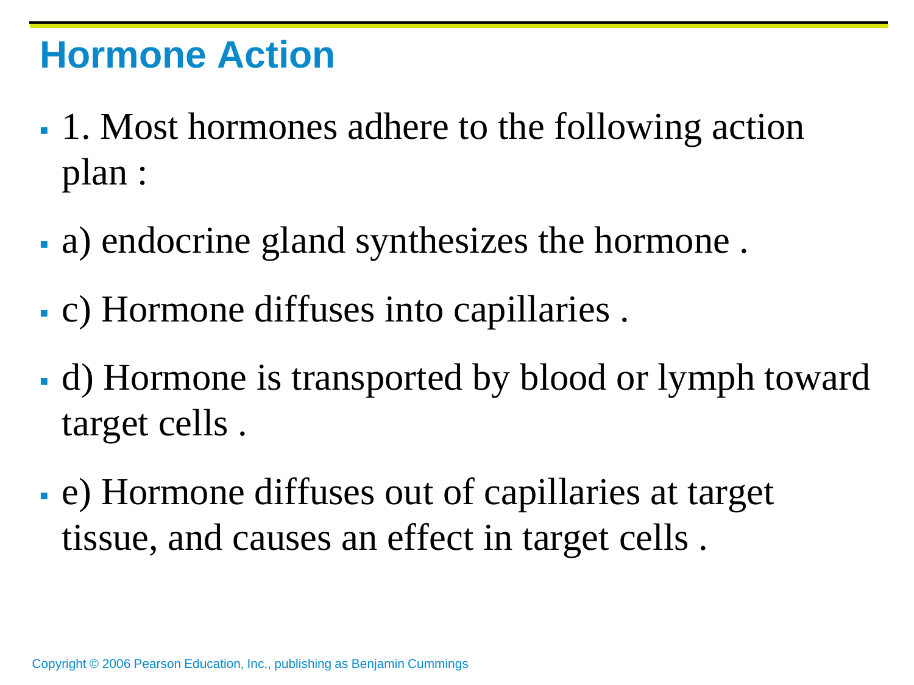# Hormone Action

- 1. Most hormones adhere to the following action plan :
- a) endocrine gland synthesizes the hormone .
- c) Hormone diffuses into capillaries .
- d) Hormone is transported by blood or lymph toward target cells .
- e) Hormone diffuses out of capillaries at target tissue, and causes an effect in target cells .

Copyright © 2006 Pearson Education, Inc., publishing as Benjamin Cummings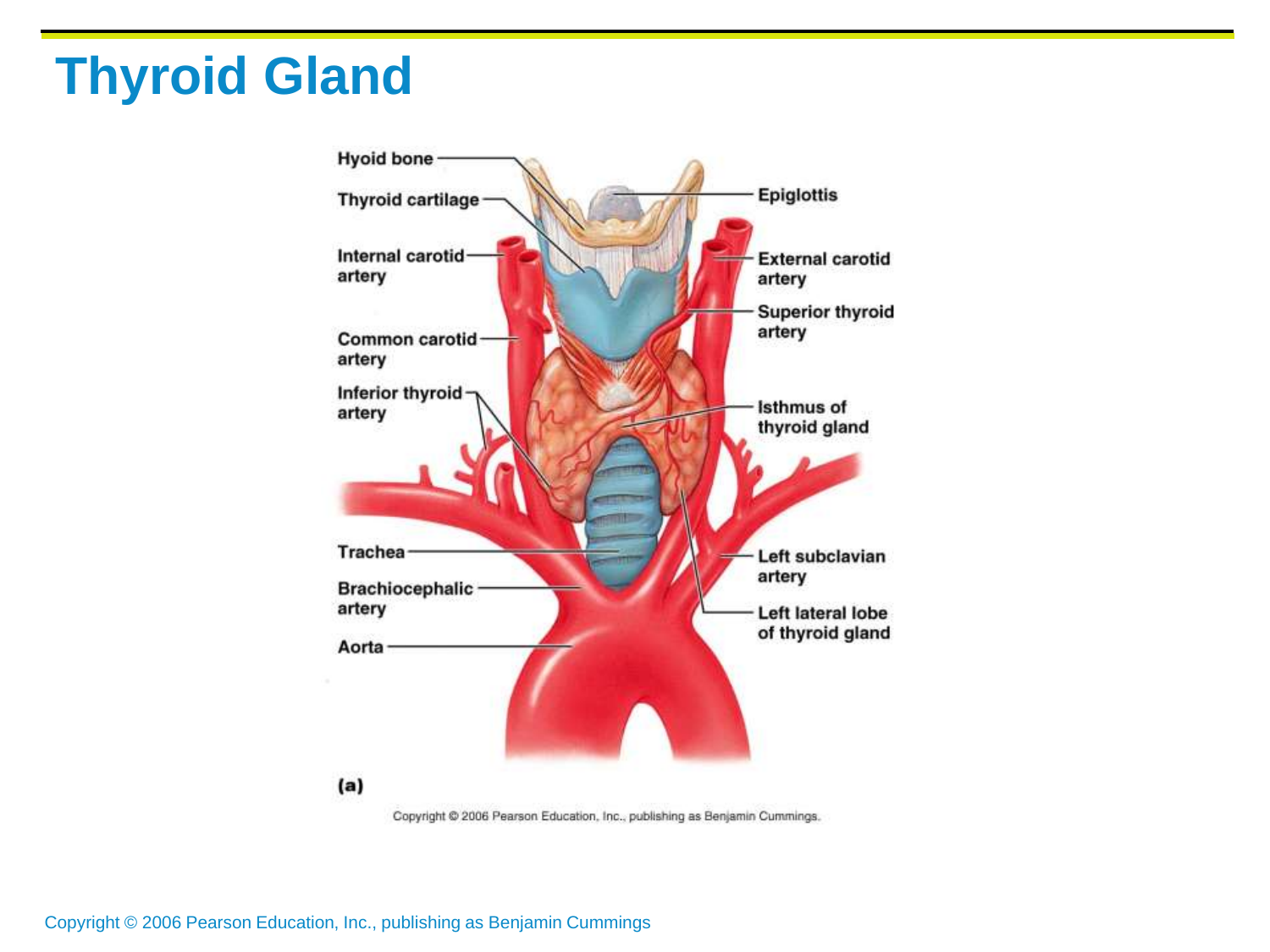# Thyroid Gland

Hyoid bone

Thyroid cartilage

Internal carotid artery

Common carotid artery

Inferior thyroid artery

Trachea

Brachiocephalic artery

Aorta

Epiglottis

External carotid artery

Superior thyroid artery

Isthmus of thyroid gland

Left subclavian artery

Left lateral lobe of thyroid gland

(a)

Copyright © 2006 Pearson Education, Inc., publishing as Benjamin Cummings.

Copyright © 2006 Pearson Education, Inc., publishing as Benjamin Cummings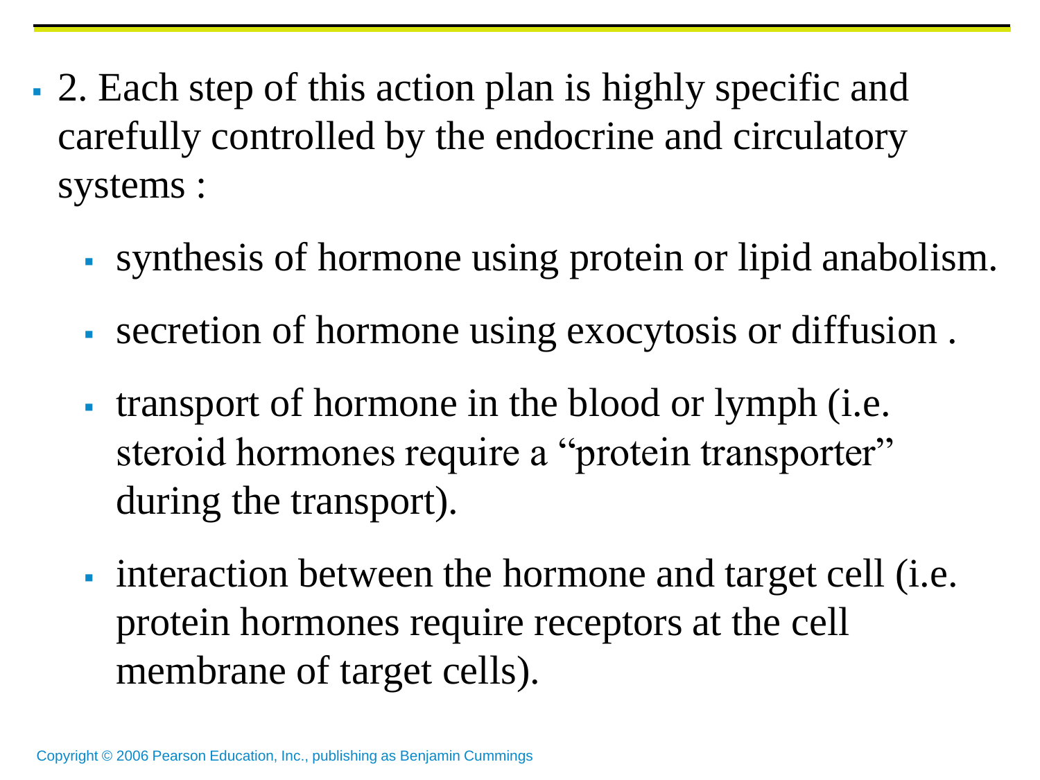- 2. Each step of this action plan is highly specific and carefully controlled by the endocrine and circulatory systems :
  - synthesis of hormone using protein or lipid anabolism.
  - secretion of hormone using exocytosis or diffusion .
  - transport of hormone in the blood or lymph (i.e. steroid hormones require a "protein transporter" during the transport).
  - interaction between the hormone and target cell (i.e. protein hormones require receptors at the cell membrane of target cells).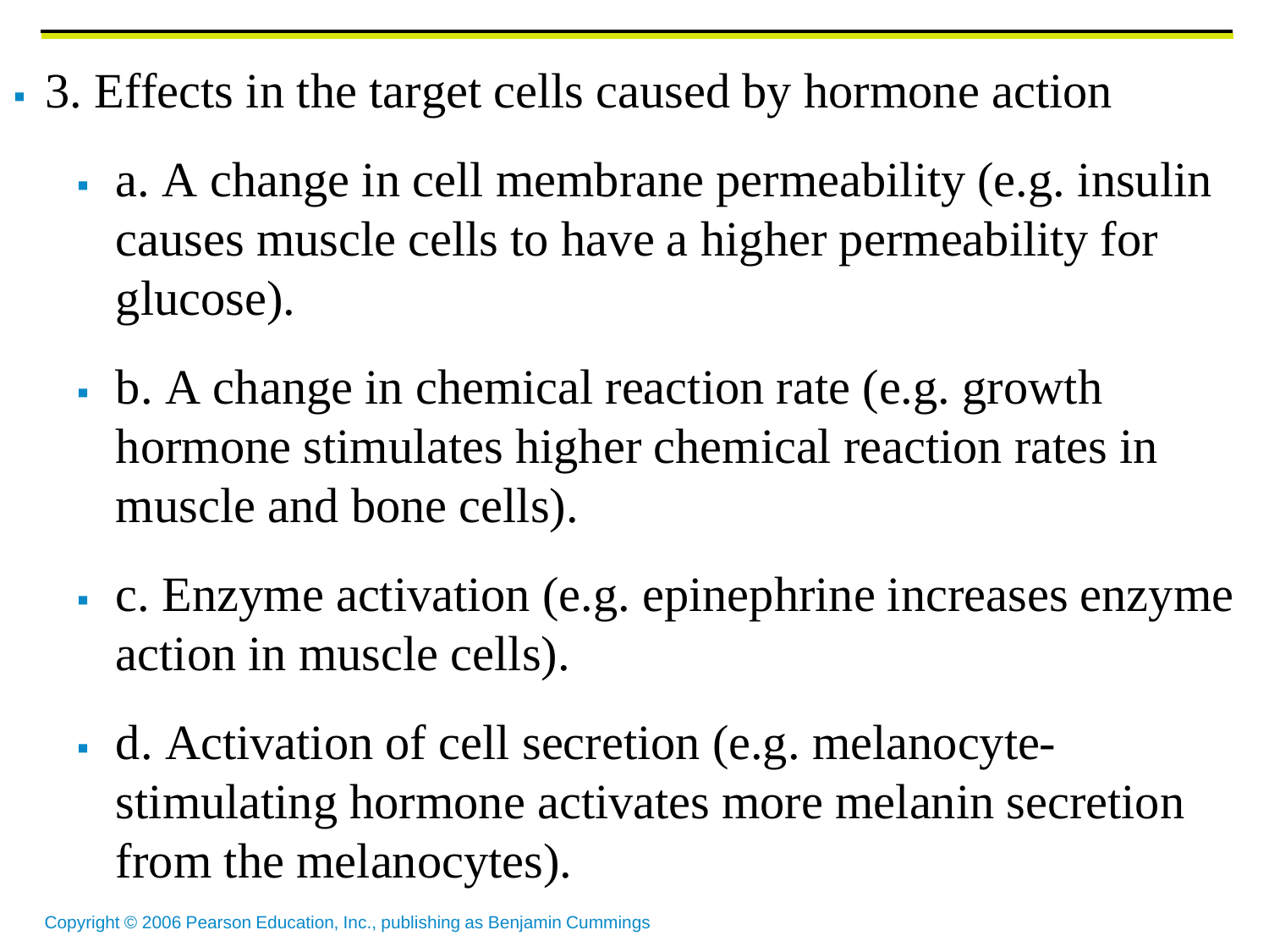- 3. Effects in the target cells caused by hormone action
  - a. A change in cell membrane permeability (e.g. insulin causes muscle cells to have a higher permeability for glucose).
  - b. A change in chemical reaction rate (e.g. growth hormone stimulates higher chemical reaction rates in muscle and bone cells).
  - c. Enzyme activation (e.g. epinephrine increases enzyme action in muscle cells).
  - d. Activation of cell secretion (e.g. melanocyte-stimulating hormone activates more melanin secretion from the melanocytes).

Copyright © 2006 Pearson Education, Inc., publishing as Benjamin Cummings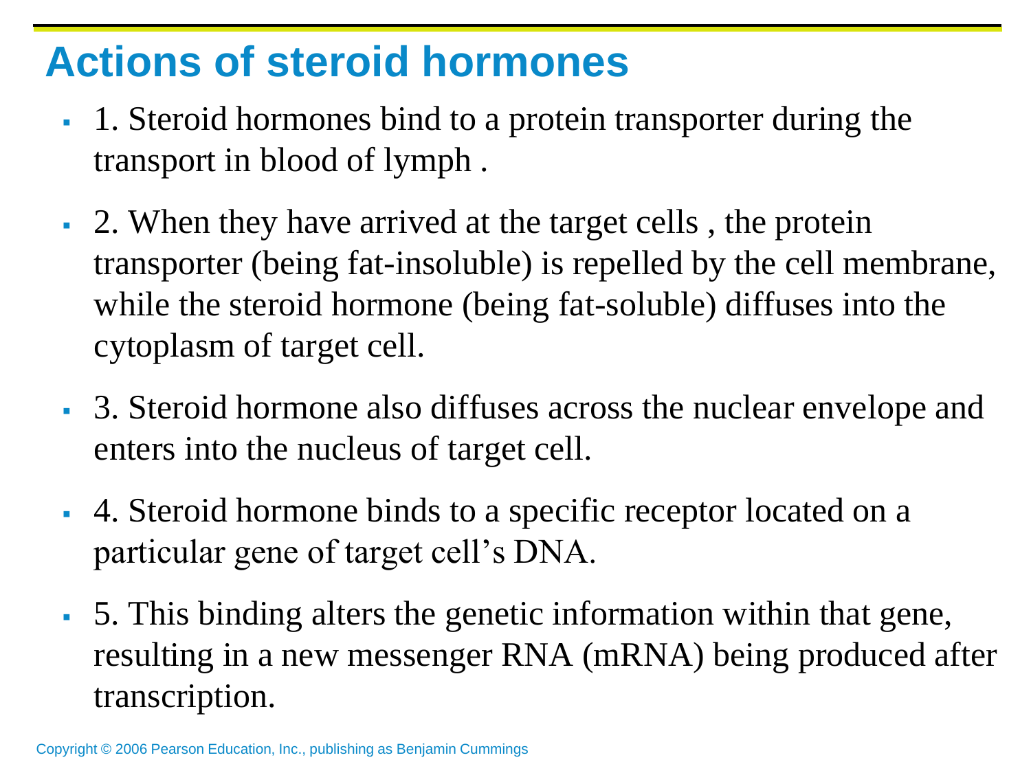# Actions of steroid hormones

- 1. Steroid hormones bind to a protein transporter during the transport in blood of lymph .
- 2. When they have arrived at the target cells , the protein transporter (being fat-insoluble) is repelled by the cell membrane, while the steroid hormone (being fat-soluble) diffuses into the cytoplasm of target cell.
- 3. Steroid hormone also diffuses across the nuclear envelope and enters into the nucleus of target cell.
- 4. Steroid hormone binds to a specific receptor located on a particular gene of target cell's DNA.
- 5. This binding alters the genetic information within that gene, resulting in a new messenger RNA (mRNA) being produced after transcription.

Copyright © 2006 Pearson Education, Inc., publishing as Benjamin Cummings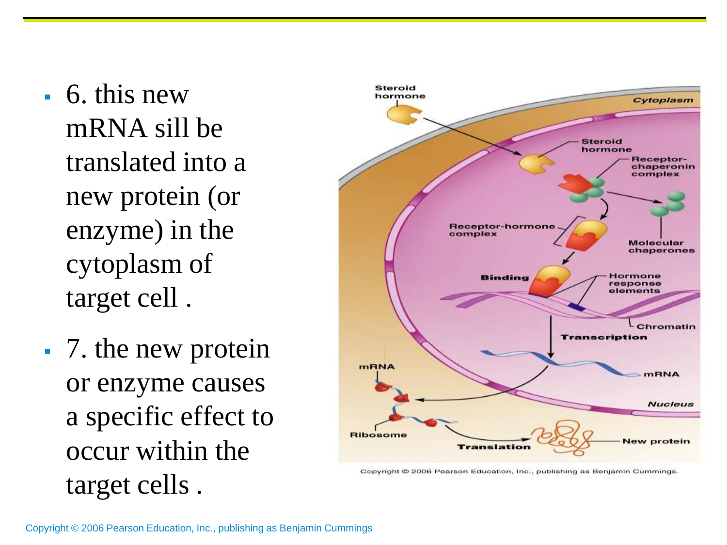- 6. this new mRNA sill be translated into a new protein (or enzyme) in the cytoplasm of target cell .
- 7. the new protein or enzyme causes a specific effect to occur within the target cells .

Copyright © 2006 Pearson Education, Inc., publishing as Benjamin Cummings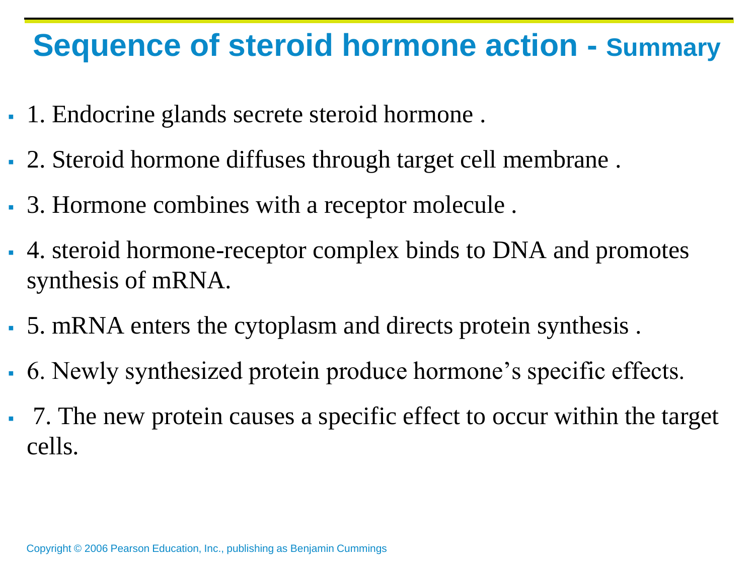# Sequence of steroid hormone action - Summary

- 1. Endocrine glands secrete steroid hormone .
- 2. Steroid hormone diffuses through target cell membrane .
- 3. Hormone combines with a receptor molecule .
- 4. steroid hormone-receptor complex binds to DNA and promotes synthesis of mRNA.
- 5. mRNA enters the cytoplasm and directs protein synthesis .
- 6. Newly synthesized protein produce hormone's specific effects.
- 7. The new protein causes a specific effect to occur within the target cells.

Copyright © 2006 Pearson Education, Inc., publishing as Benjamin Cummings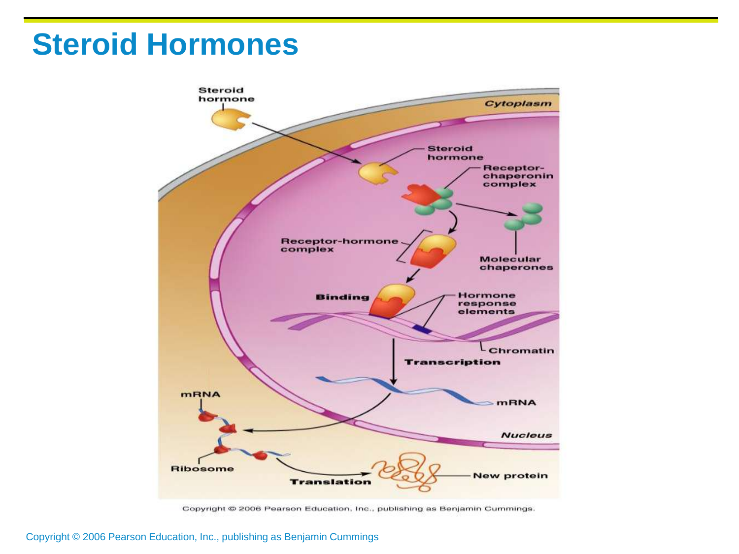# Steroid Hormones

Steroid hormone

Cytoplasm

Steroid hormone

Receptor-chaperonin complex

Receptor-hormone complex

Molecular chaperones

Binding

Hormone response elements

Chromatin

Transcription

mRNA

mRNA

Nucleus

Ribosome

Translation

New protein

Copyright © 2006 Pearson Education, Inc., publishing as Benjamin Cummings.

Copyright © 2006 Pearson Education, Inc., publishing as Benjamin Cummings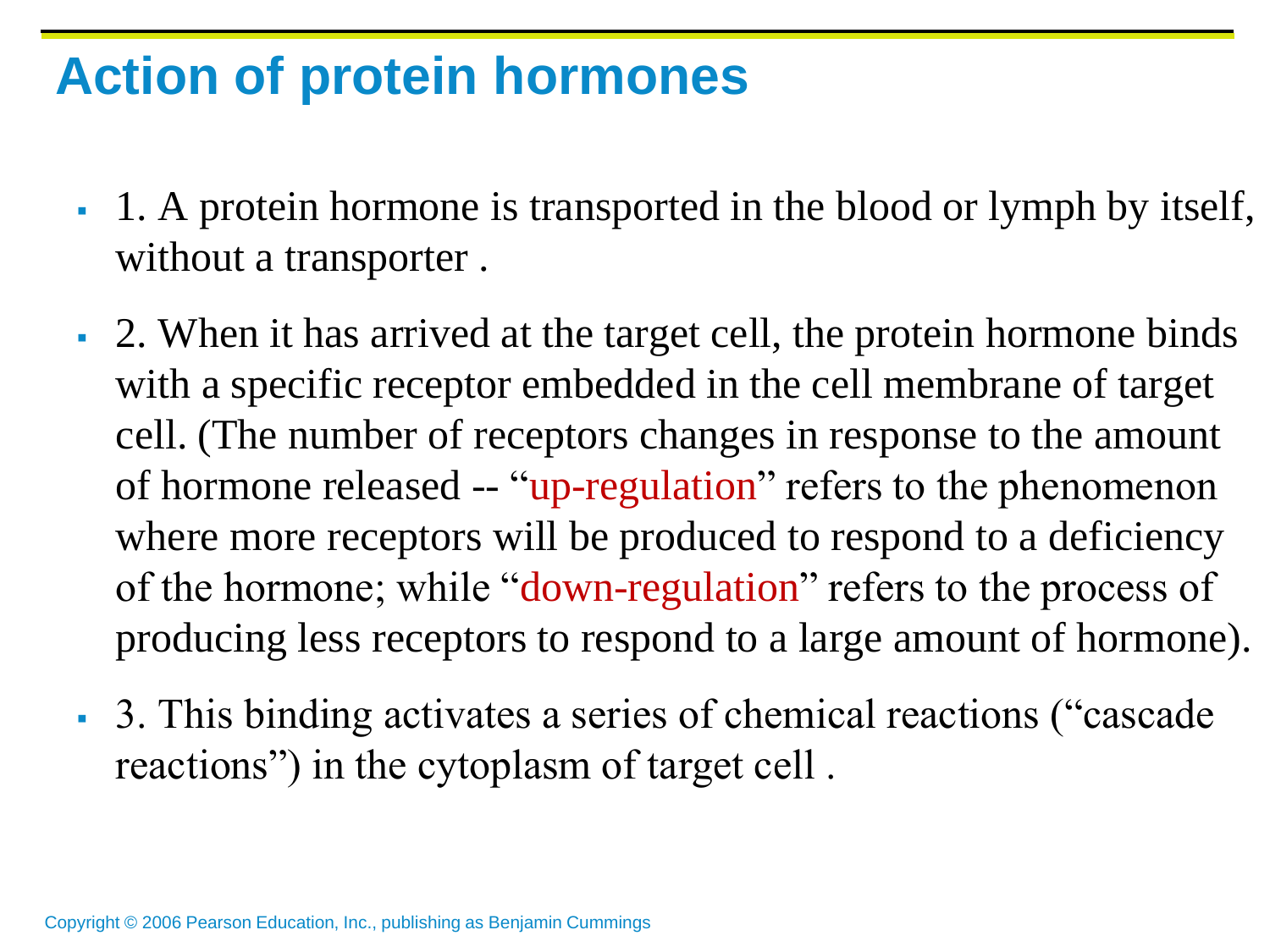# Action of protein hormones

- 1. A protein hormone is transported in the blood or lymph by itself, without a transporter .
- 2. When it has arrived at the target cell, the protein hormone binds with a specific receptor embedded in the cell membrane of target cell. (The number of receptors changes in response to the amount of hormone released -- "up-regulation" refers to the phenomenon where more receptors will be produced to respond to a deficiency of the hormone; while "down-regulation" refers to the process of producing less receptors to respond to a large amount of hormone).
- 3. This binding activates a series of chemical reactions ("cascade reactions") in the cytoplasm of target cell .

Copyright © 2006 Pearson Education, Inc., publishing as Benjamin Cummings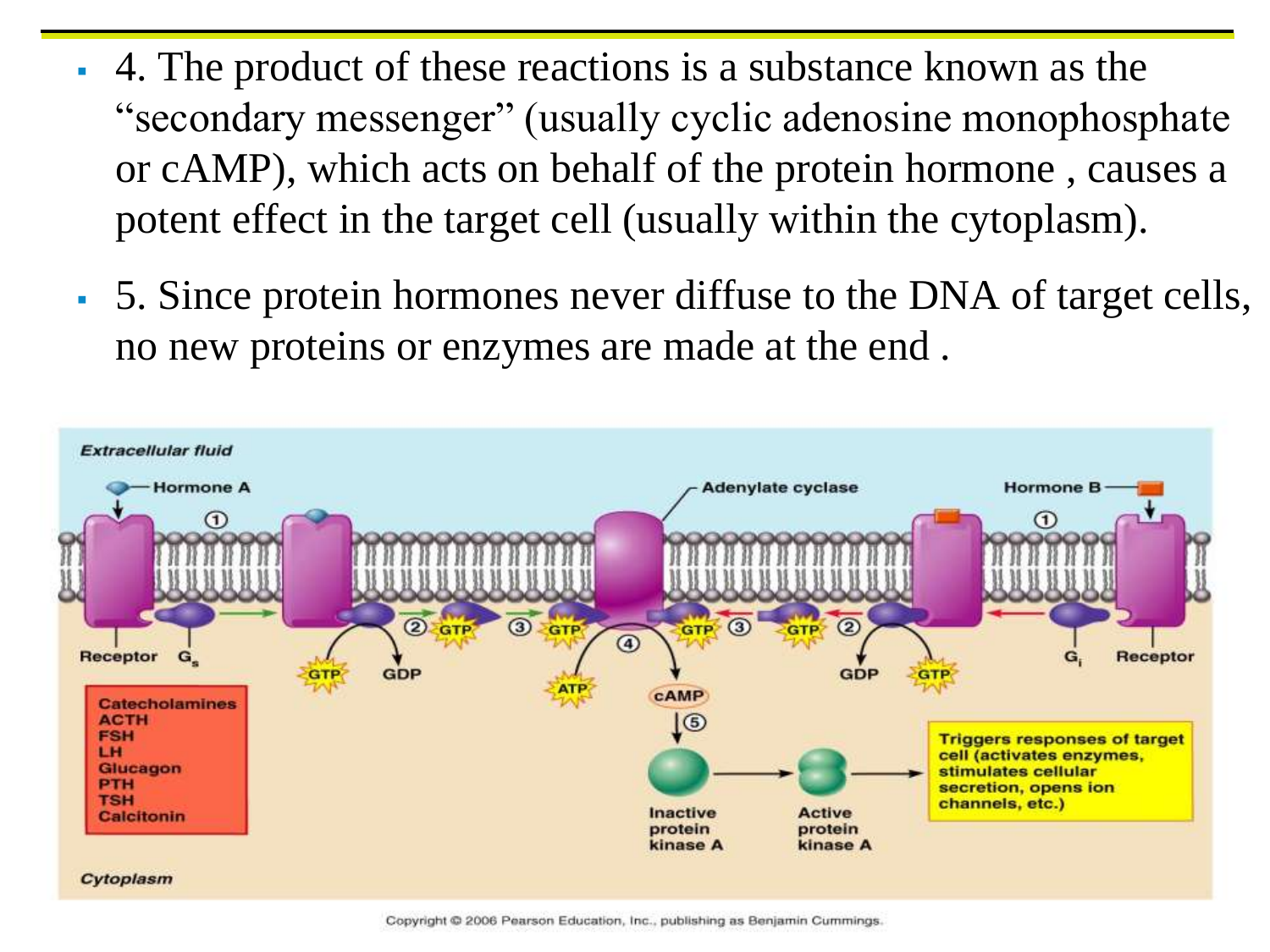- 4. The product of these reactions is a substance known as the "secondary messenger" (usually cyclic adenosine monophosphate or cAMP), which acts on behalf of the protein hormone , causes a potent effect in the target cell (usually within the cytoplasm).
- 5. Since protein hormones never diffuse to the DNA of target cells, no new proteins or enzymes are made at the end .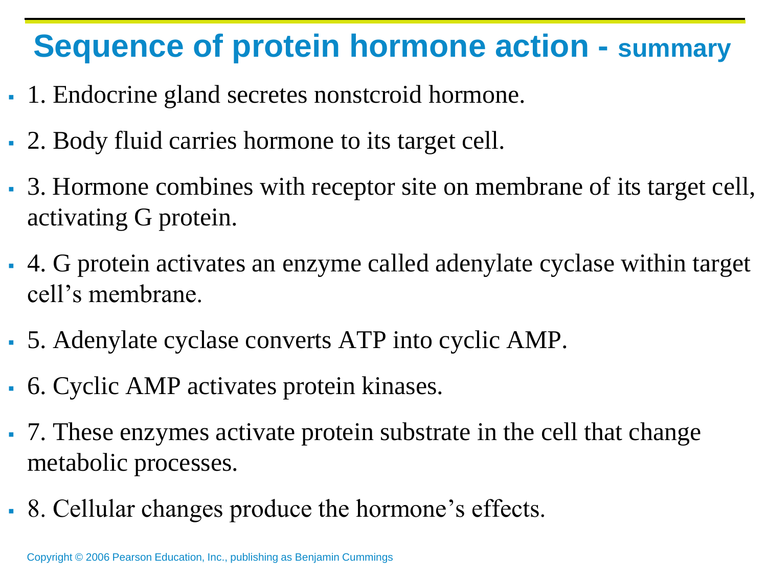# Sequence of protein hormone action - summary

- 1. Endocrine gland secretes nonstcroid hormone.
- 2. Body fluid carries hormone to its target cell.
- 3. Hormone combines with receptor site on membrane of its target cell, activating G protein.
- 4. G protein activates an enzyme called adenylate cyclase within target cell's membrane.
- 5. Adenylate cyclase converts ATP into cyclic AMP.
- 6. Cyclic AMP activates protein kinases.
- 7. These enzymes activate protein substrate in the cell that change metabolic processes.
- 8. Cellular changes produce the hormone's effects.

Copyright © 2006 Pearson Education, Inc., publishing as Benjamin Cummings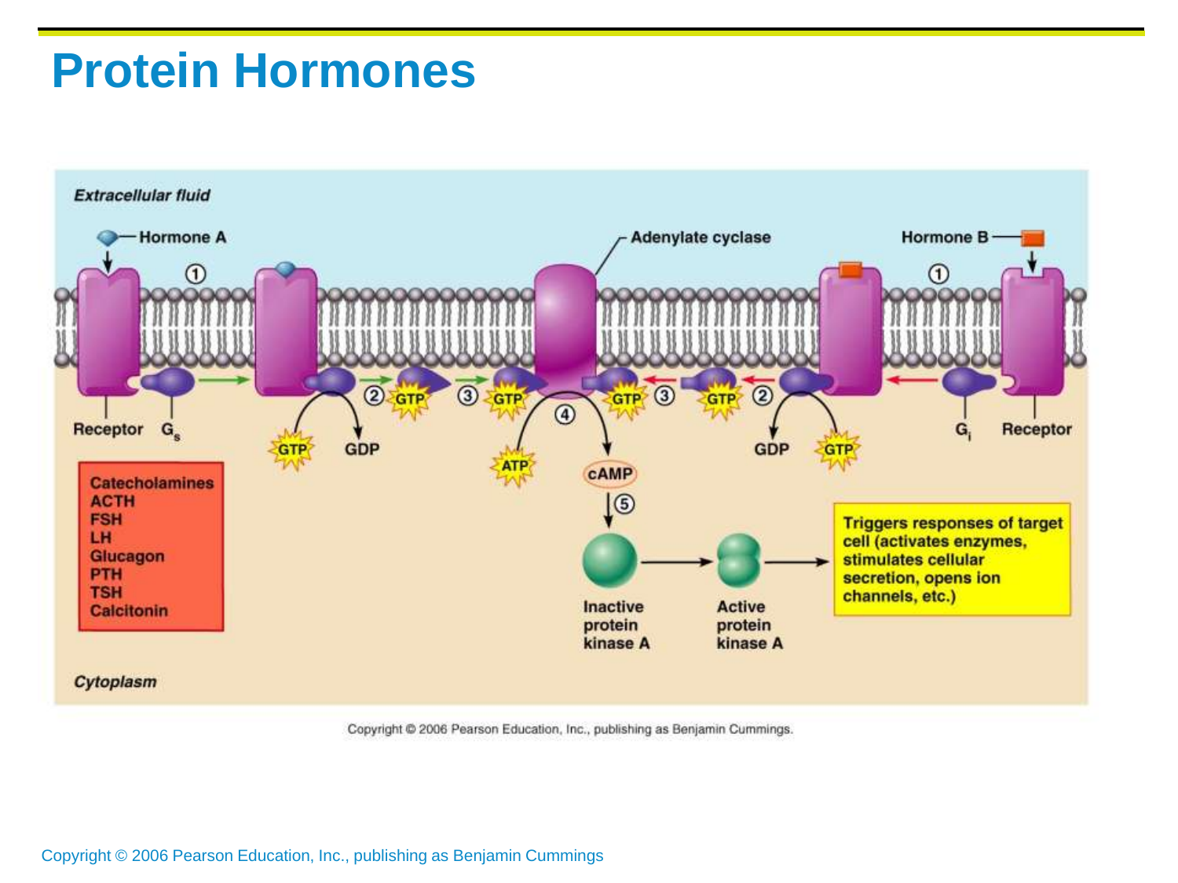# Protein Hormones

Extracellular fluid

Hormone A

Adenylate cyclase

Hormone B

① ①

Receptor $G_s$

② GTP ③ GTP ④ GTP ③ GTP ②

GTP GDP

ATP cAMP

GDP GTP

$G_i$ Receptor

Catecholamines
ACTH
FSH
LH
Glucagon
PTH
TSH
Calcitonin

⑤

Inactive protein kinase A → Active protein kinase A → Triggers responses of target cell (activates enzymes, stimulates cellular secretion, opens ion channels, etc.)

Cytoplasm

Copyright © 2006 Pearson Education, Inc., publishing as Benjamin Cummings.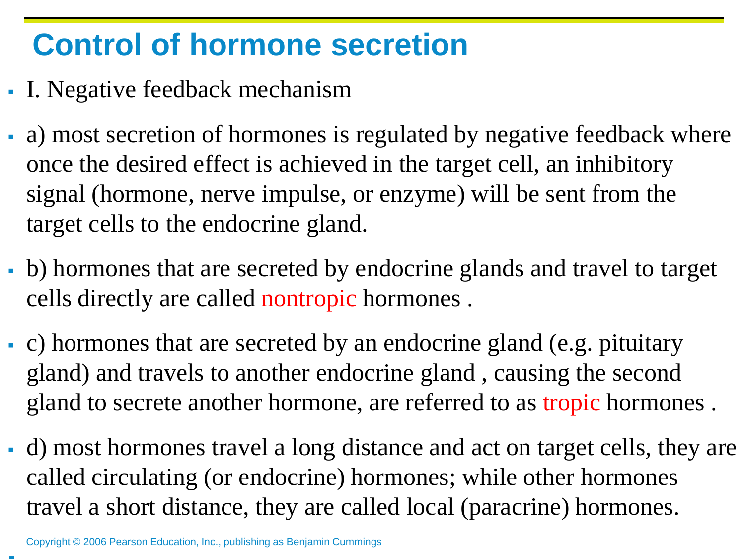# Control of hormone secretion

- I. Negative feedback mechanism

- a) most secretion of hormones is regulated by negative feedback where once the desired effect is achieved in the target cell, an inhibitory signal (hormone, nerve impulse, or enzyme) will be sent from the target cells to the endocrine gland.

- b) hormones that are secreted by endocrine glands and travel to target cells directly are called nontropic hormones .

- c) hormones that are secreted by an endocrine gland (e.g. pituitary gland) and travels to another endocrine gland , causing the second gland to secrete another hormone, are referred to as tropic hormones .

- d) most hormones travel a long distance and act on target cells, they are called circulating (or endocrine) hormones; while other hormones travel a short distance, they are called local (paracrine) hormones.

Copyright © 2006 Pearson Education, Inc., publishing as Benjamin Cummings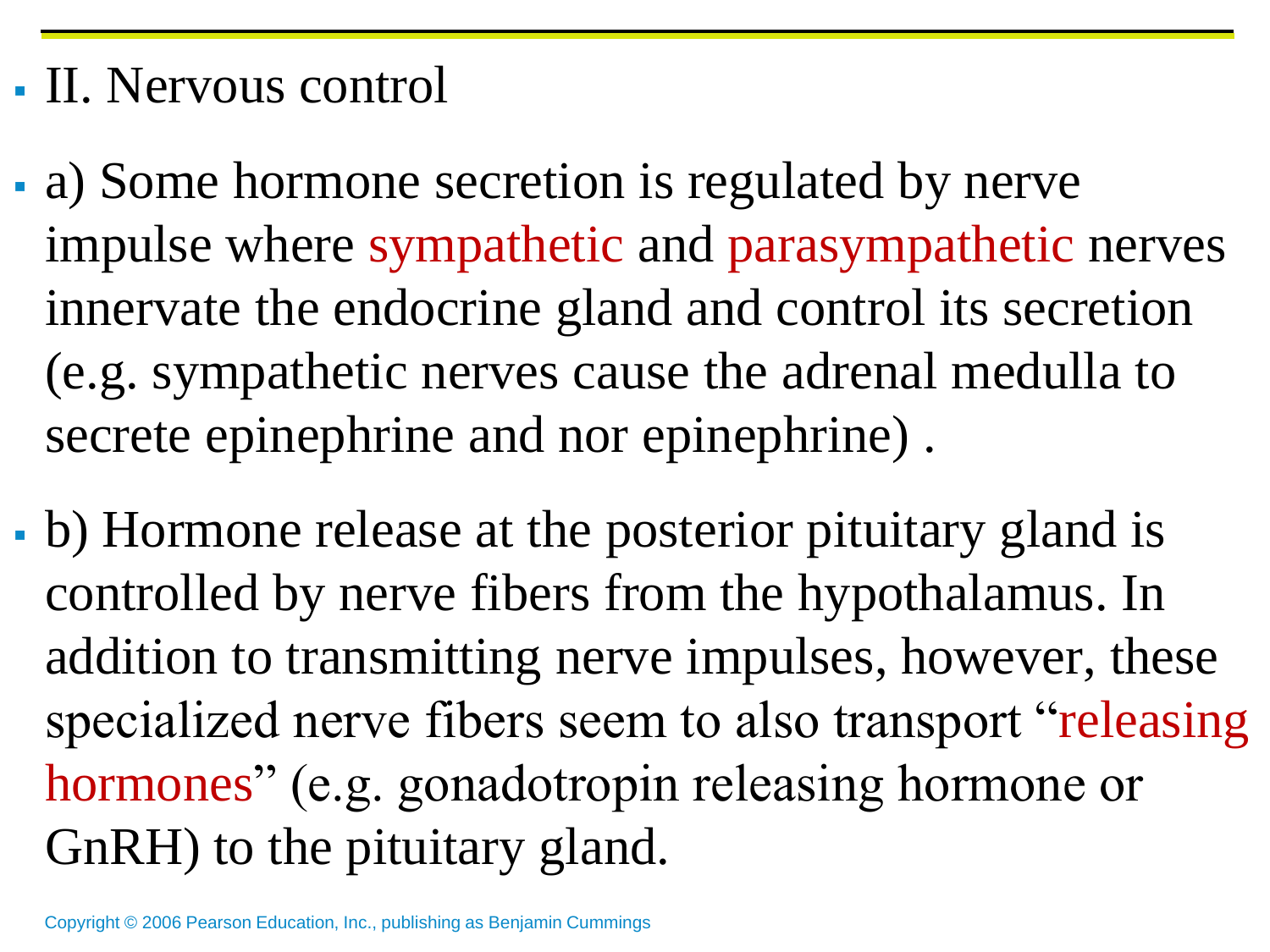- II. Nervous control

- a) Some hormone secretion is regulated by nerve impulse where sympathetic and parasympathetic nerves innervate the endocrine gland and control its secretion (e.g. sympathetic nerves cause the adrenal medulla to secrete epinephrine and nor epinephrine) .

- b) Hormone release at the posterior pituitary gland is controlled by nerve fibers from the hypothalamus. In addition to transmitting nerve impulses, however, these specialized nerve fibers seem to also transport "releasing hormones" (e.g. gonadotropin releasing hormone or GnRH) to the pituitary gland.

Copyright © 2006 Pearson Education, Inc., publishing as Benjamin Cummings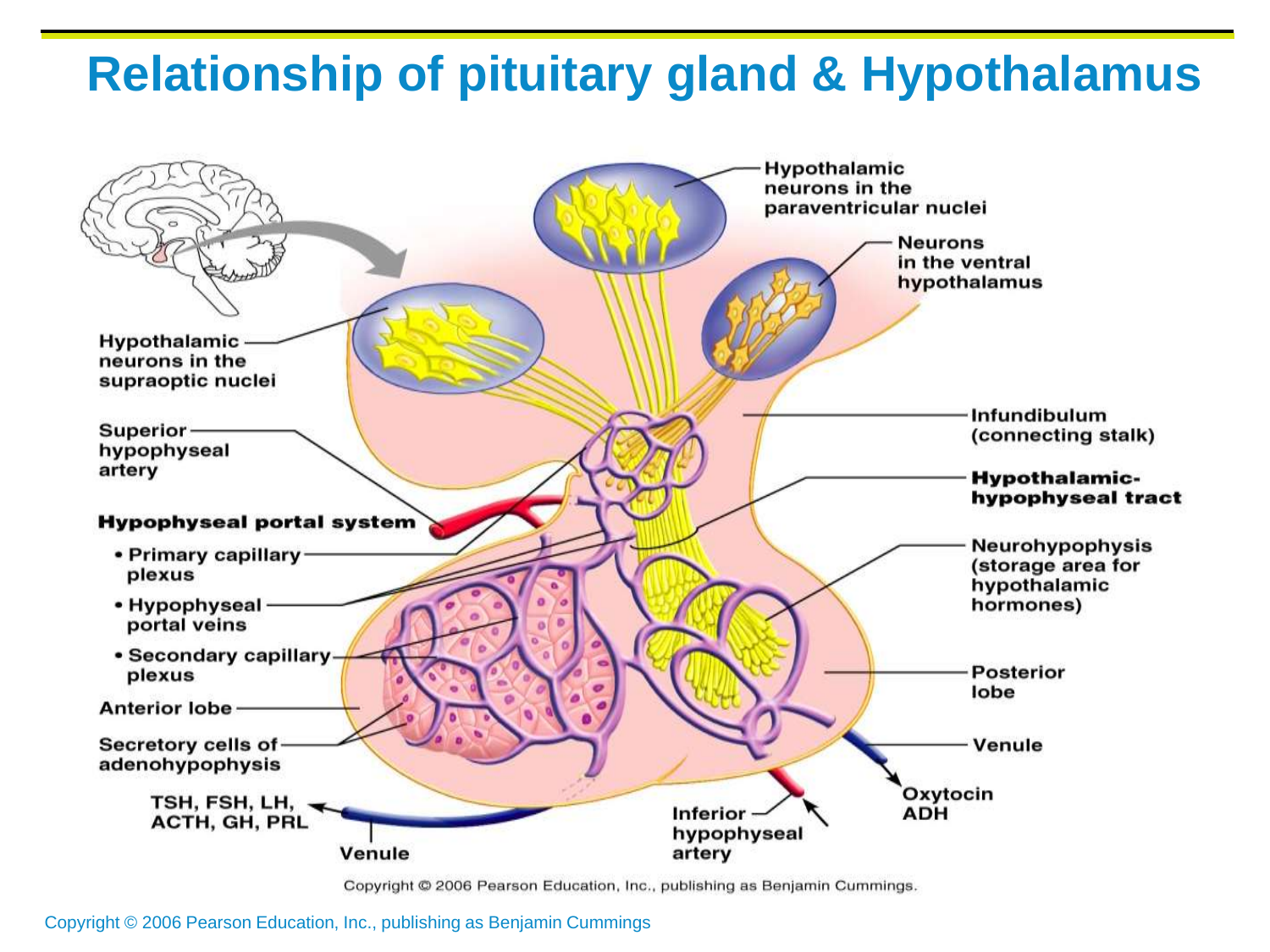# Relationship of pituitary gland & Hypothalamus

Hypothalamic neurons in the paraventricular nuclei

Neurons in the ventral hypothalamus

Hypothalamic neurons in the supraoptic nuclei

Superior hypophyseal artery

Infundibulum (connecting stalk)

Hypothalamic-hypophyseal tract

**Hypophyseal portal system**

- Primary capillary plexus
- Hypophyseal portal veins
- Secondary capillary plexus

Neurohypophysis (storage area for hypothalamic hormones)

Anterior lobe

Posterior lobe

Secretory cells of adenohypophysis

Venule

TSH, FSH, LH, ACTH, GH, PRL

Venule

Inferior hypophyseal artery

Oxytocin ADH

Copyright © 2006 Pearson Education, Inc., publishing as Benjamin Cummings.

Copyright © 2006 Pearson Education, Inc., publishing as Benjamin Cummings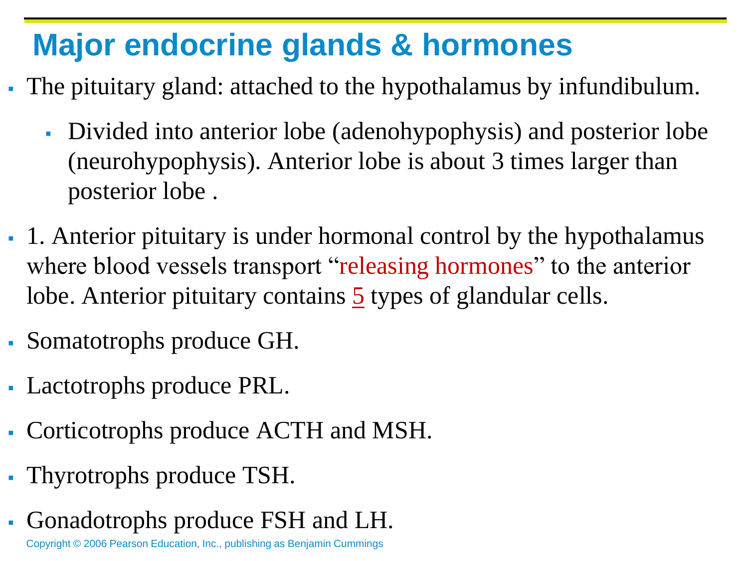# Major endocrine glands & hormones

- The pituitary gland: attached to the hypothalamus by infundibulum.
  - Divided into anterior lobe (adenohypophysis) and posterior lobe (neurohypophysis). Anterior lobe is about 3 times larger than posterior lobe .
- 1. Anterior pituitary is under hormonal control by the hypothalamus where blood vessels transport "releasing hormones" to the anterior lobe. Anterior pituitary contains 5 types of glandular cells.
- Somatotrophs produce GH.
- Lactotrophs produce PRL.
- Corticotrophs produce ACTH and MSH.
- Thyrotrophs produce TSH.
- Gonadotrophs produce FSH and LH.

Copyright © 2006 Pearson Education, Inc., publishing as Benjamin Cummings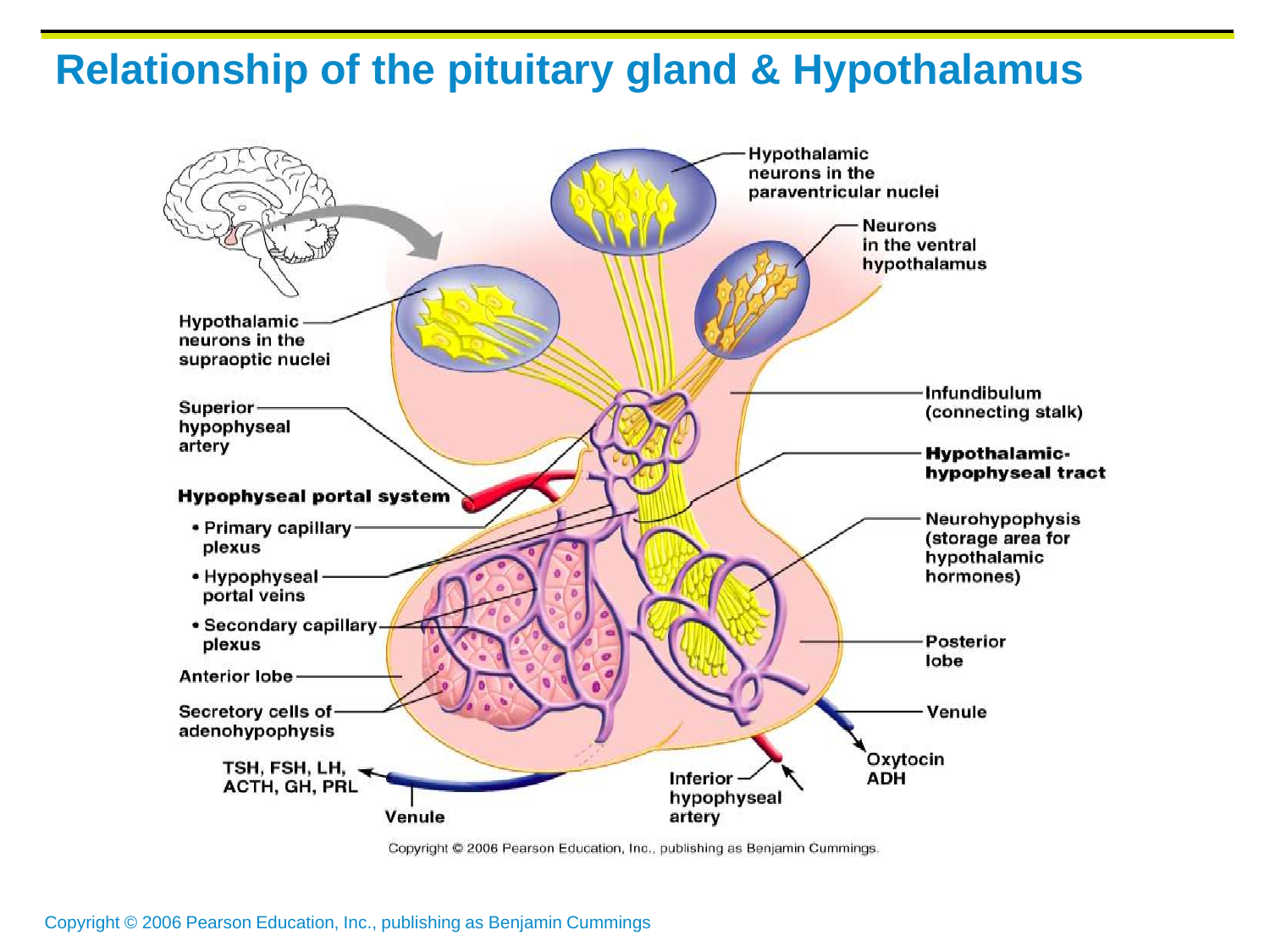# Relationship of the pituitary gland & Hypothalamus

Hypothalamic neurons in the paraventricular nuclei

Neurons in the ventral hypothalamus

Hypothalamic neurons in the supraoptic nuclei

Superior hypophyseal artery

**Hypophyseal portal system**

- Primary capillary plexus
- Hypophyseal portal veins
- Secondary capillary plexus

Anterior lobe

Secretory cells of adenohypophysis

TSH, FSH, LH, ACTH, GH, PRL

Venule

Infundibulum (connecting stalk)

**Hypothalamic-hypophyseal tract**

Neurohypophysis (storage area for hypothalamic hormones)

Posterior lobe

Venule

Oxytocin ADH

Inferior hypophyseal artery

Copyright © 2006 Pearson Education, Inc., publishing as Benjamin Cummings.

Copyright © 2006 Pearson Education, Inc., publishing as Benjamin Cummings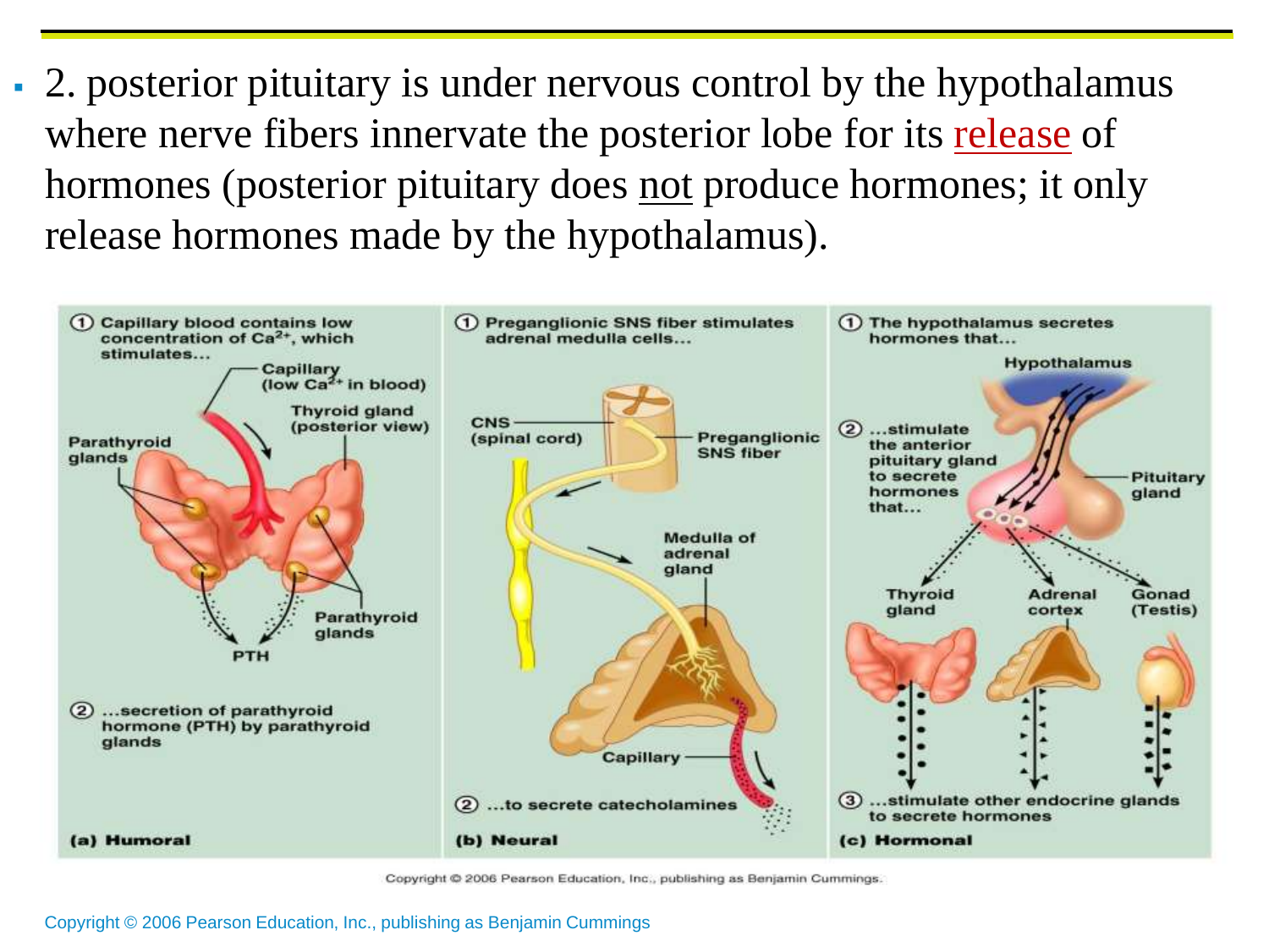- 2. posterior pituitary is under nervous control by the hypothalamus where nerve fibers innervate the posterior lobe for its release of hormones (posterior pituitary does not produce hormones; it only release hormones made by the hypothalamus).

Copyright © 2006 Pearson Education, Inc., publishing as Benjamin Cummings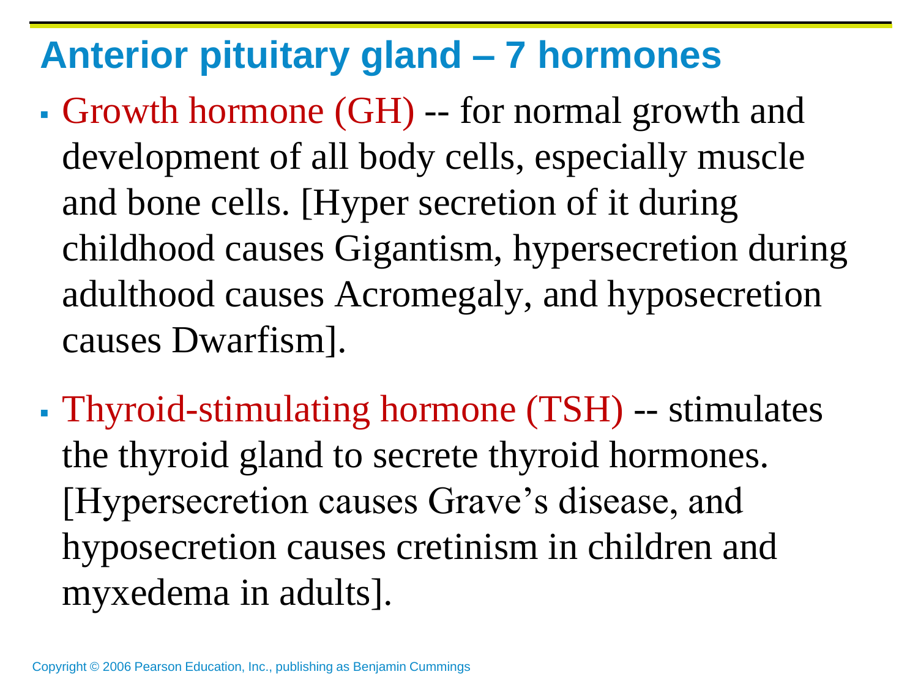## Anterior pituitary gland – 7 hormones

- Growth hormone (GH) -- for normal growth and development of all body cells, especially muscle and bone cells. [Hyper secretion of it during childhood causes Gigantism, hypersecretion during adulthood causes Acromegaly, and hyposecretion causes Dwarfism].
- Thyroid-stimulating hormone (TSH) -- stimulates the thyroid gland to secrete thyroid hormones. [Hypersecretion causes Grave's disease, and hyposecretion causes cretinism in children and myxedema in adults].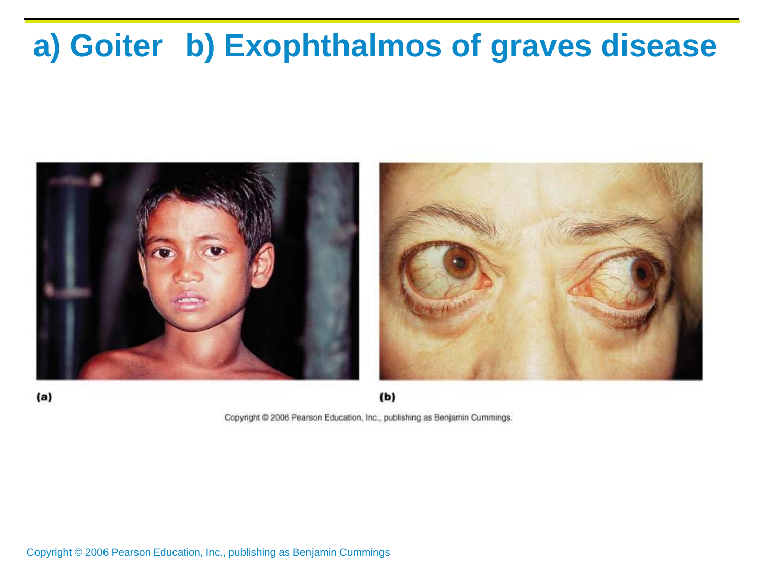# a) Goiter b) Exophthalmos of graves disease

(a)

(b)

Copyright © 2006 Pearson Education, Inc., publishing as Benjamin Cummings.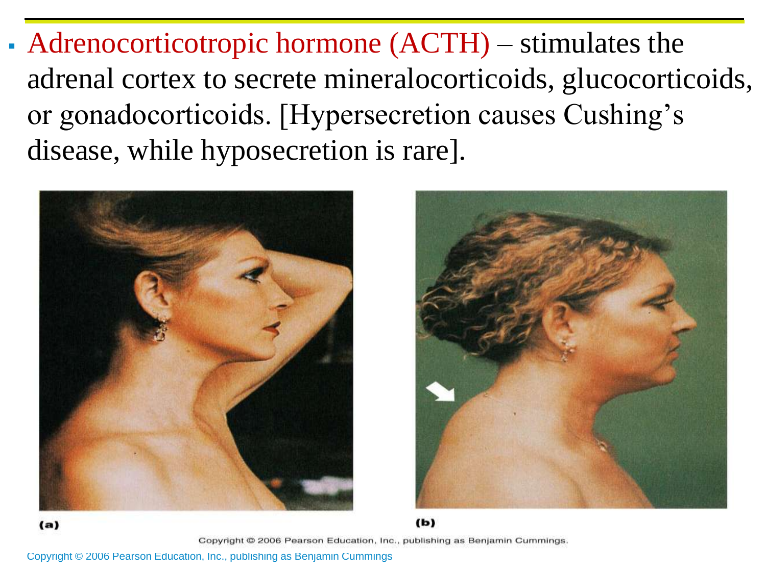- Adrenocorticotropic hormone (ACTH) – stimulates the adrenal cortex to secrete mineralocorticoids, glucocorticoids, or gonadocorticoids. [Hypersecretion causes Cushing's disease, while hyposecretion is rare].

(a)

(b)

Copyright © 2006 Pearson Education, Inc., publishing as Benjamin Cummings.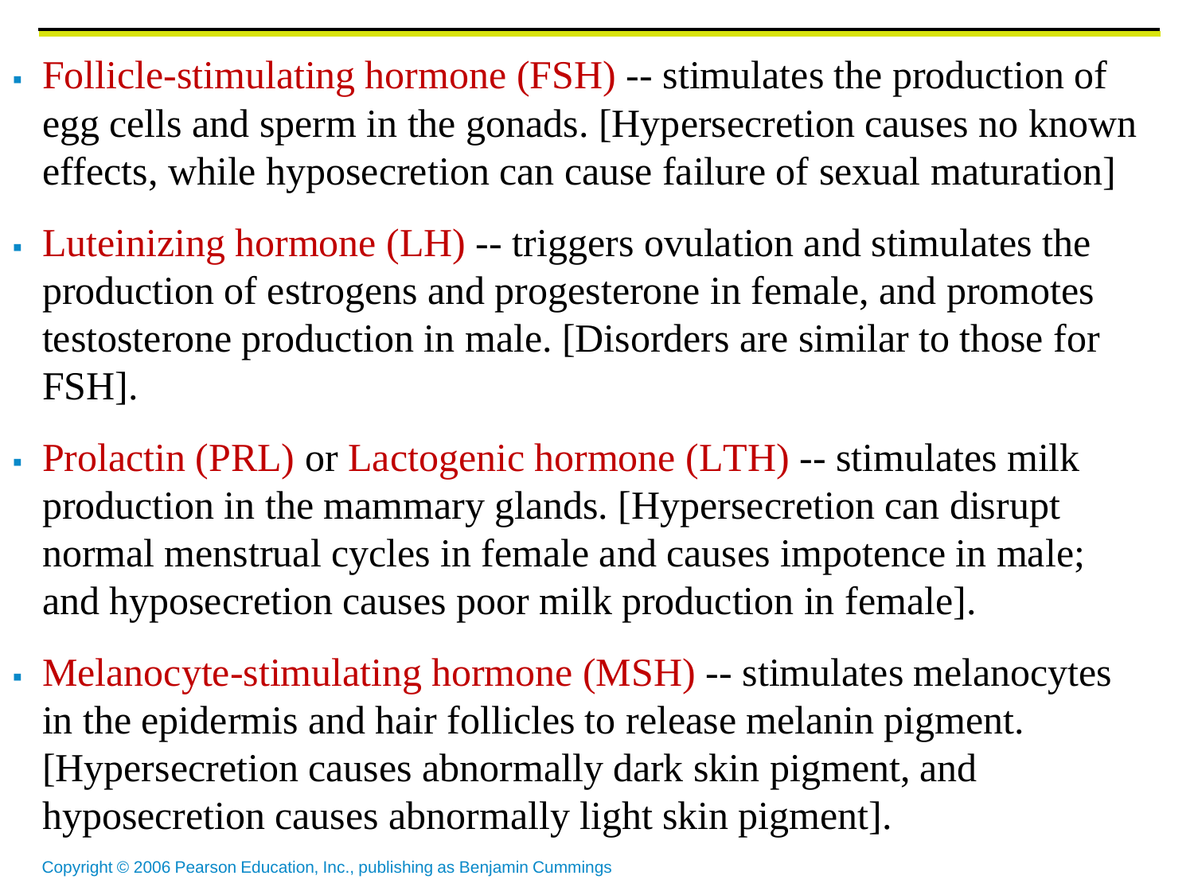- Follicle-stimulating hormone (FSH) -- stimulates the production of egg cells and sperm in the gonads. [Hypersecretion causes no known effects, while hyposecretion can cause failure of sexual maturation]
- Luteinizing hormone (LH) -- triggers ovulation and stimulates the production of estrogens and progesterone in female, and promotes testosterone production in male. [Disorders are similar to those for FSH].
- Prolactin (PRL) or Lactogenic hormone (LTH) -- stimulates milk production in the mammary glands. [Hypersecretion can disrupt normal menstrual cycles in female and causes impotence in male; and hyposecretion causes poor milk production in female].
- Melanocyte-stimulating hormone (MSH) -- stimulates melanocytes in the epidermis and hair follicles to release melanin pigment. [Hypersecretion causes abnormally dark skin pigment, and hyposecretion causes abnormally light skin pigment].

Copyright © 2006 Pearson Education, Inc., publishing as Benjamin Cummings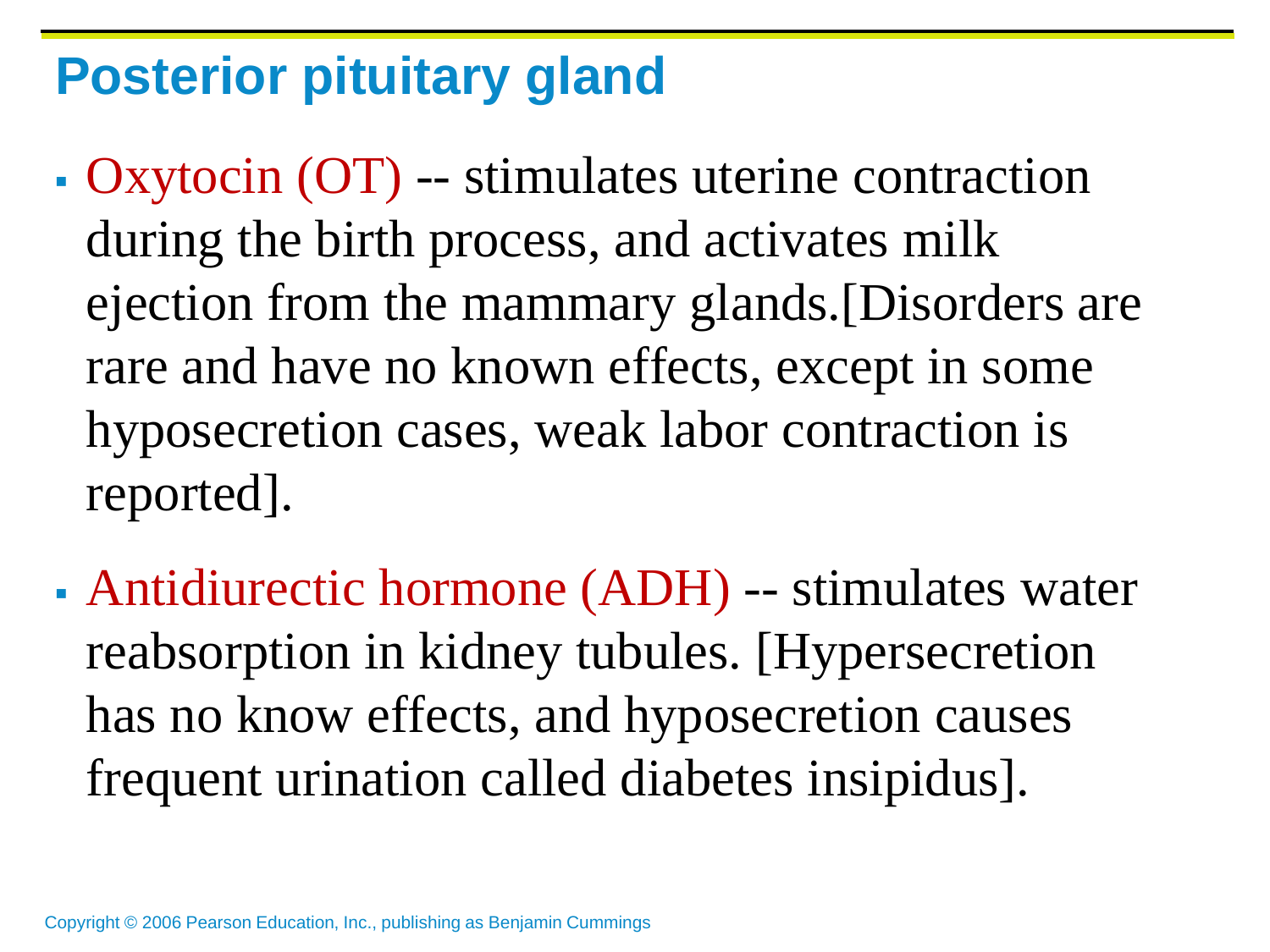# Posterior pituitary gland

- Oxytocin (OT) -- stimulates uterine contraction during the birth process, and activates milk ejection from the mammary glands.[Disorders are rare and have no known effects, except in some hyposecretion cases, weak labor contraction is reported].
- Antidiurectic hormone (ADH) -- stimulates water reabsorption in kidney tubules. [Hypersecretion has no know effects, and hyposecretion causes frequent urination called diabetes insipidus].

Copyright © 2006 Pearson Education, Inc., publishing as Benjamin Cummings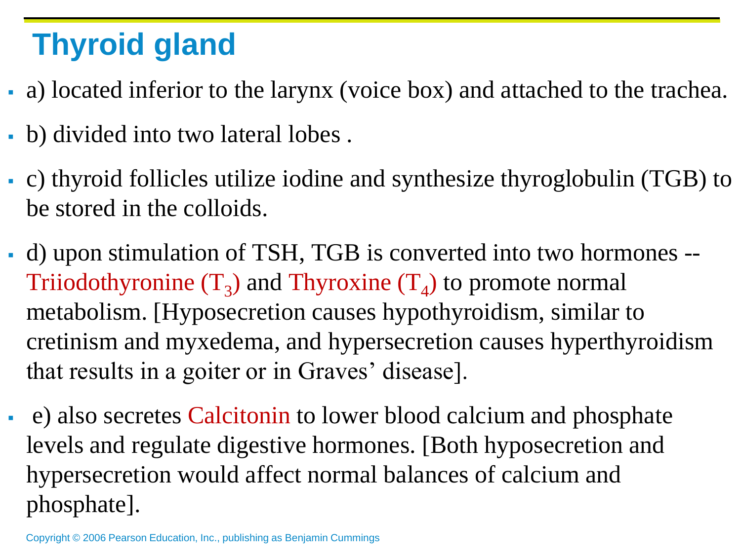# Thyroid gland

- a) located inferior to the larynx (voice box) and attached to the trachea.
- b) divided into two lateral lobes .
- c) thyroid follicles utilize iodine and synthesize thyroglobulin (TGB) to be stored in the colloids.
- d) upon stimulation of TSH, TGB is converted into two hormones -- Triiodothyronine ($T_3$) and Thyroxine ($T_4$) to promote normal metabolism. [Hyposecretion causes hypothyroidism, similar to cretinism and myxedema, and hypersecretion causes hyperthyroidism that results in a goiter or in Graves' disease].
- e) also secretes Calcitonin to lower blood calcium and phosphate levels and regulate digestive hormones. [Both hyposecretion and hypersecretion would affect normal balances of calcium and phosphate].

Copyright © 2006 Pearson Education, Inc., publishing as Benjamin Cummings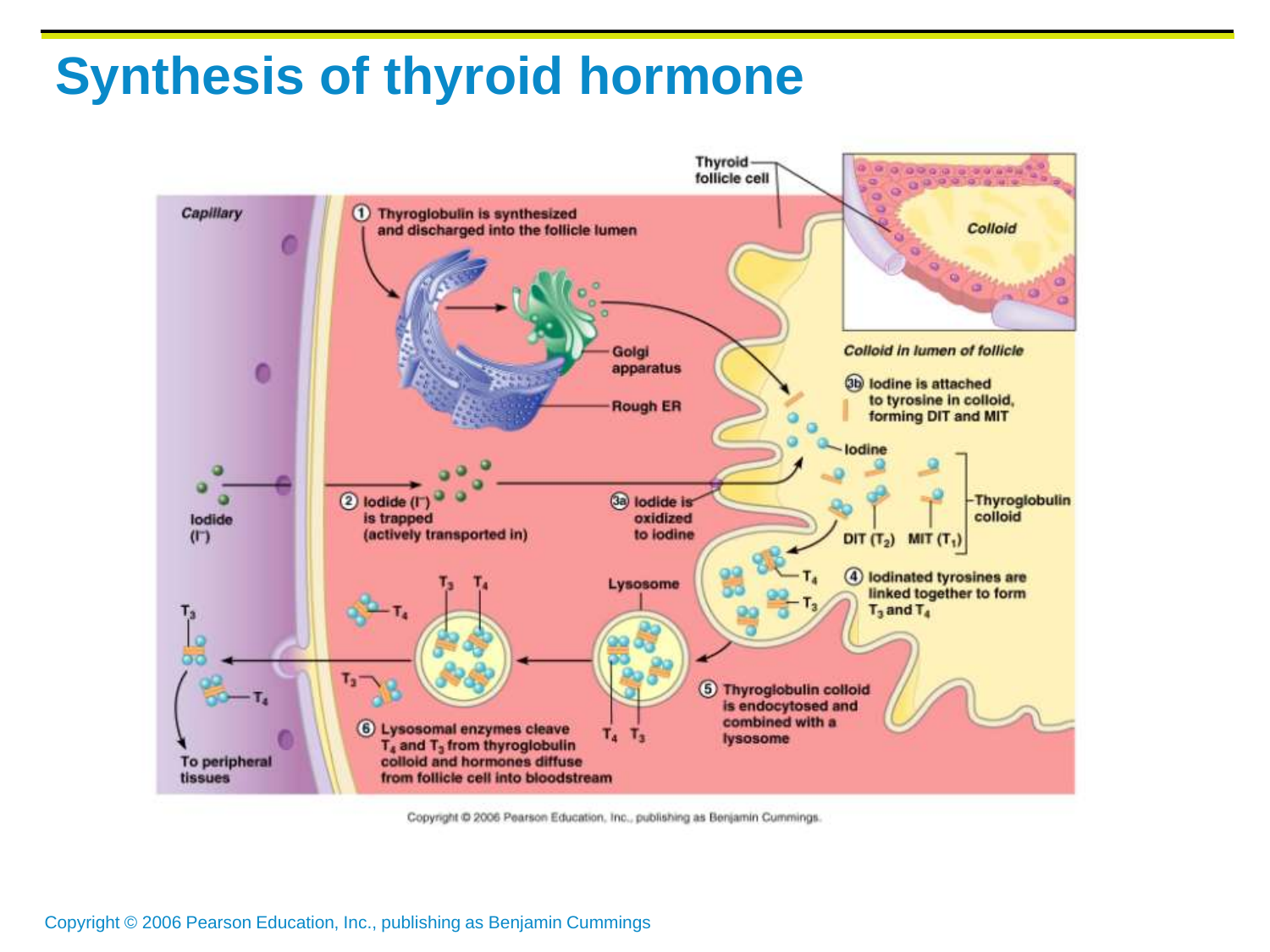# Synthesis of thyroid hormone

Capillary

Thyroid follicle cell

Colloid

① Thyroglobulin is synthesized and discharged into the follicle lumen

Golgi apparatus

Rough ER

Colloid in lumen of follicle

3b Iodine is attached to tyrosine in colloid, forming DIT and MIT

Iodine

Iodide ($I^-$)

② Iodide ($I^-$) is trapped (actively transported in)

3a Iodide is oxidized to iodine

Thyroglobulin colloid

DIT ($T_2$) MIT ($T_1$)

④ Iodinated tyrosines are linked together to form $T_3$ and $T_4$

Lysosome

$T_3$ $T_4$

⑤ Thyroglobulin colloid is endocytosed and combined with a lysosome

⑥ Lysosomal enzymes cleave $T_4$ and $T_3$ from thyroglobulin colloid and hormones diffuse from follicle cell into bloodstream

To peripheral tissues

Copyright © 2006 Pearson Education, Inc., publishing as Benjamin Cummings.

Copyright © 2006 Pearson Education, Inc., publishing as Benjamin Cummings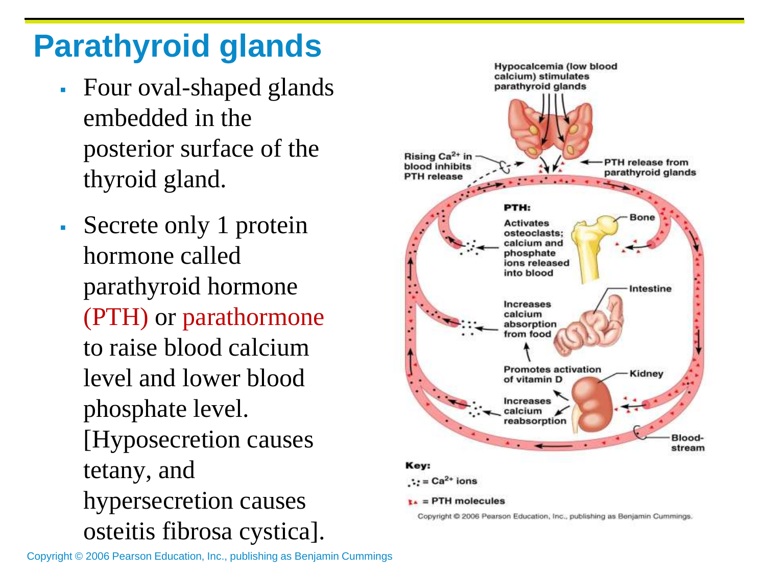# Parathyroid glands

- Four oval-shaped glands embedded in the posterior surface of the thyroid gland.
- Secrete only 1 protein hormone called parathyroid hormone (PTH) or parathormone to raise blood calcium level and lower blood phosphate level. [Hyposecretion causes tetany, and hypersecretion causes osteitis fibrosa cystica].

Hypocalcemia (low blood calcium) stimulates parathyroid glands

Rising $Ca^{2+}$ in blood inhibits PTH release

PTH release from parathyroid glands

PTH:

Activates osteoclasts; calcium and phosphate ions released into blood

Bone

Increases calcium absorption from food

Intestine

Promotes activation of vitamin D

Kidney

Increases calcium reabsorption

Bloodstream

Key:

= $Ca^{2+}$ ions

= PTH molecules

Copyright © 2006 Pearson Education, Inc., publishing as Benjamin Cummings.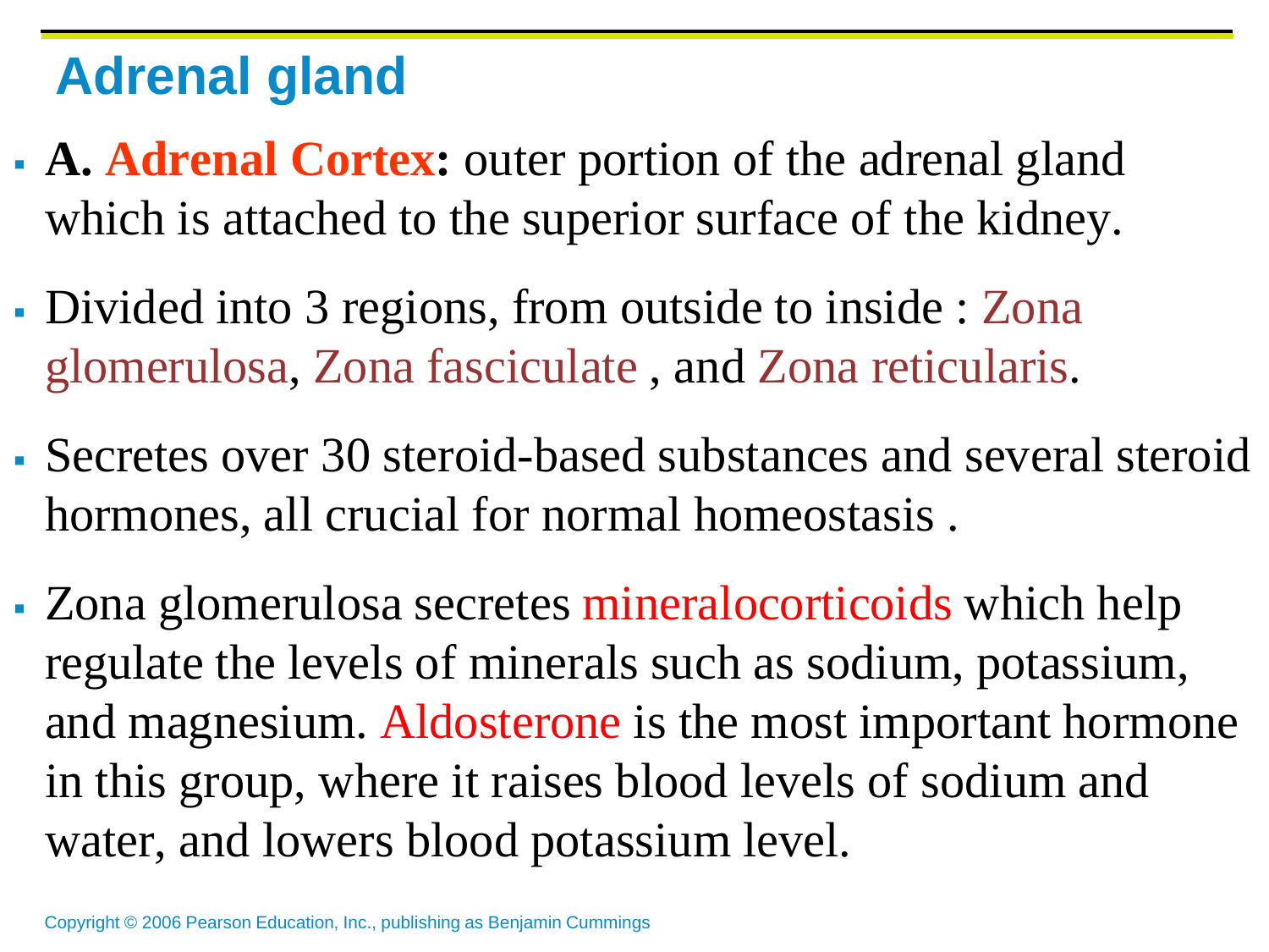# Adrenal gland

- **A. Adrenal Cortex:** outer portion of the adrenal gland which is attached to the superior surface of the kidney.
- Divided into 3 regions, from outside to inside : Zona glomerulosa, Zona fasciculate , and Zona reticularis.
- Secretes over 30 steroid-based substances and several steroid hormones, all crucial for normal homeostasis .
- Zona glomerulosa secretes mineralocorticoids which help regulate the levels of minerals such as sodium, potassium, and magnesium. Aldosterone is the most important hormone in this group, where it raises blood levels of sodium and water, and lowers blood potassium level.

Copyright © 2006 Pearson Education, Inc., publishing as Benjamin Cummings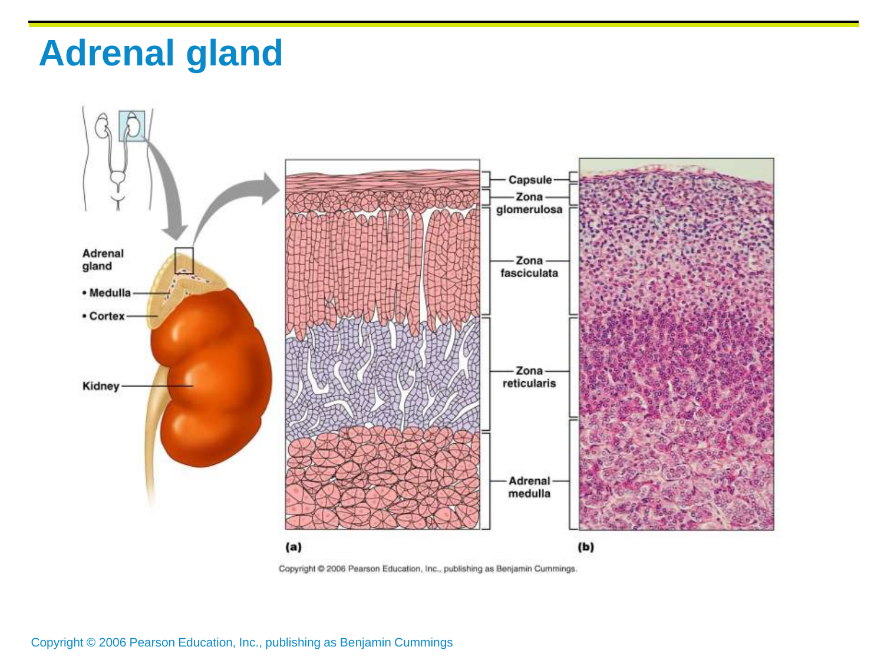# Adrenal gland

Adrenal gland

• Medulla

• Cortex

Kidney

Capsule

Zona glomerulosa

Zona fasciculata

Zona reticularis

Adrenal medulla

(a)

(b)

Copyright © 2006 Pearson Education, Inc., publishing as Benjamin Cummings.

Copyright © 2006 Pearson Education, Inc., publishing as Benjamin Cummings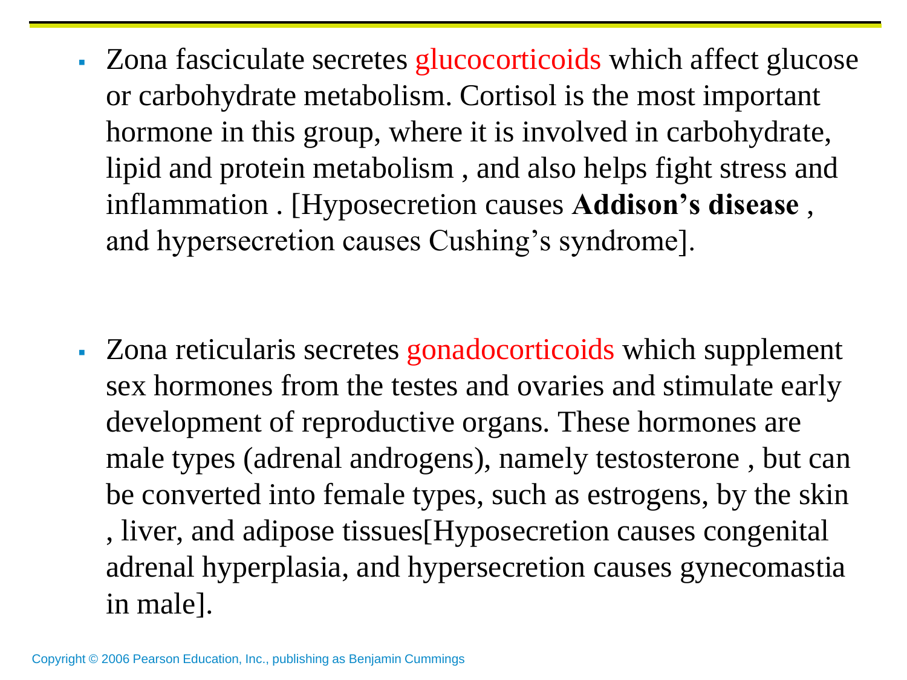- Zona fasciculate secretes glucocorticoids which affect glucose or carbohydrate metabolism. Cortisol is the most important hormone in this group, where it is involved in carbohydrate, lipid and protein metabolism , and also helps fight stress and inflammation . [Hyposecretion causes **Addison's disease** , and hypersecretion causes Cushing's syndrome].

- Zona reticularis secretes gonadocorticoids which supplement sex hormones from the testes and ovaries and stimulate early development of reproductive organs. These hormones are male types (adrenal androgens), namely testosterone , but can be converted into female types, such as estrogens, by the skin , liver, and adipose tissues[Hyposecretion causes congenital adrenal hyperplasia, and hypersecretion causes gynecomastia in male].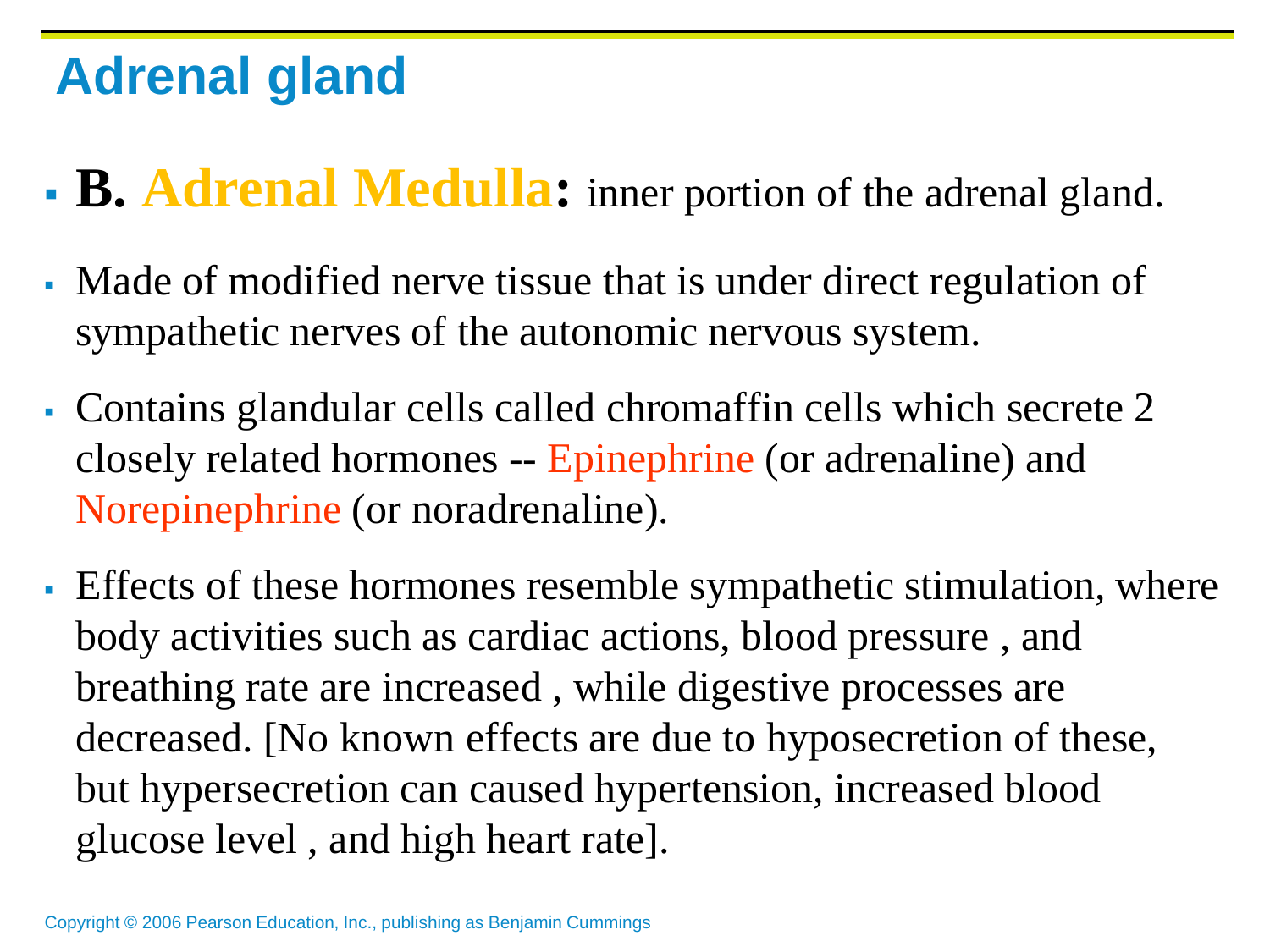## Adrenal gland

- **B. Adrenal Medulla:** inner portion of the adrenal gland.
- Made of modified nerve tissue that is under direct regulation of sympathetic nerves of the autonomic nervous system.
- Contains glandular cells called chromaffin cells which secrete 2 closely related hormones -- Epinephrine (or adrenaline) and Norepinephrine (or noradrenaline).
- Effects of these hormones resemble sympathetic stimulation, where body activities such as cardiac actions, blood pressure , and breathing rate are increased , while digestive processes are decreased. [No known effects are due to hyposecretion of these, but hypersecretion can caused hypertension, increased blood glucose level , and high heart rate].

Copyright © 2006 Pearson Education, Inc., publishing as Benjamin Cummings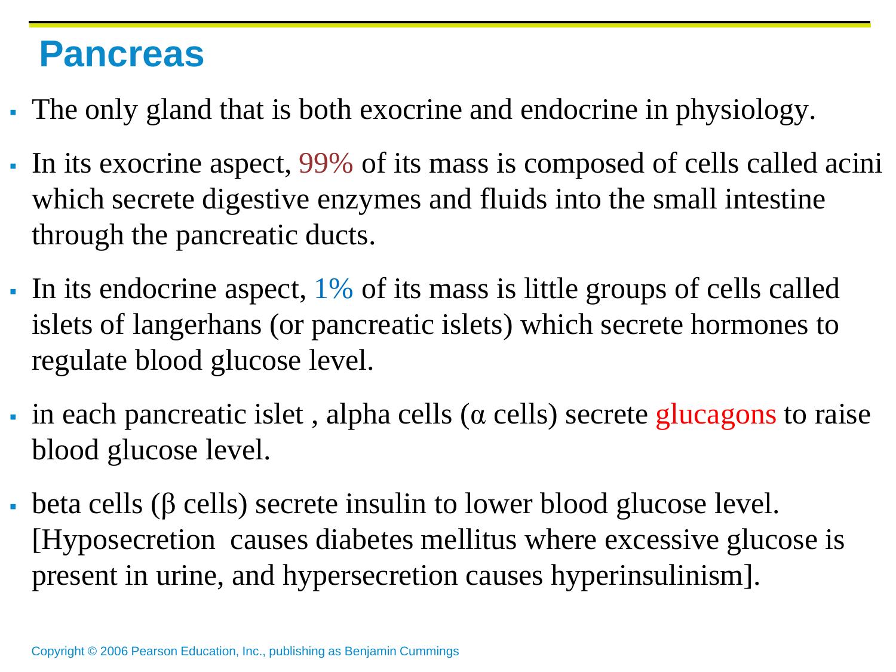# Pancreas

- The only gland that is both exocrine and endocrine in physiology.
- In its exocrine aspect, 99% of its mass is composed of cells called acini which secrete digestive enzymes and fluids into the small intestine through the pancreatic ducts.
- In its endocrine aspect, 1% of its mass is little groups of cells called islets of langerhans (or pancreatic islets) which secrete hormones to regulate blood glucose level.
- in each pancreatic islet , alpha cells (α cells) secrete glucagons to raise blood glucose level.
- beta cells (β cells) secrete insulin to lower blood glucose level. [Hyposecretion causes diabetes mellitus where excessive glucose is present in urine, and hypersecretion causes hyperinsulinism].

Copyright © 2006 Pearson Education, Inc., publishing as Benjamin Cummings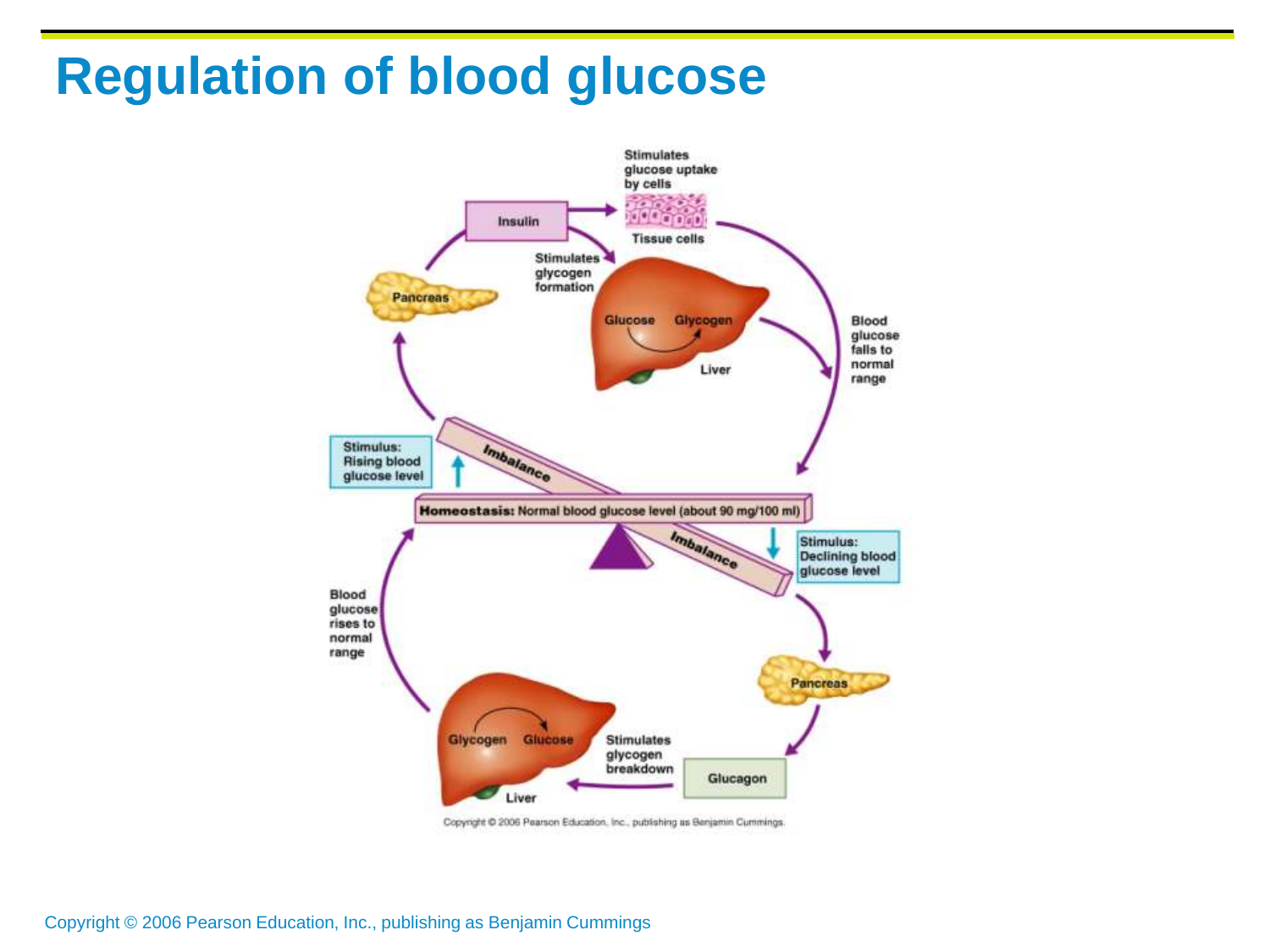# Regulation of blood glucose

Stimulates glucose uptake by cells

Insulin

Tissue cells

Stimulates glycogen formation

Pancreas

Glucose Glycogen

Liver

Blood glucose falls to normal range

Stimulus: Rising blood glucose level

Imbalance

**Homeostasis:** Normal blood glucose level (about 90 mg/100 ml)

Imbalance

Stimulus: Declining blood glucose level

Blood glucose rises to normal range

Pancreas

Glycogen Glucose

Stimulates glycogen breakdown

Glucagon

Liver

Copyright © 2006 Pearson Education, Inc., publishing as Benjamin Cummings.

Copyright © 2006 Pearson Education, Inc., publishing as Benjamin Cummings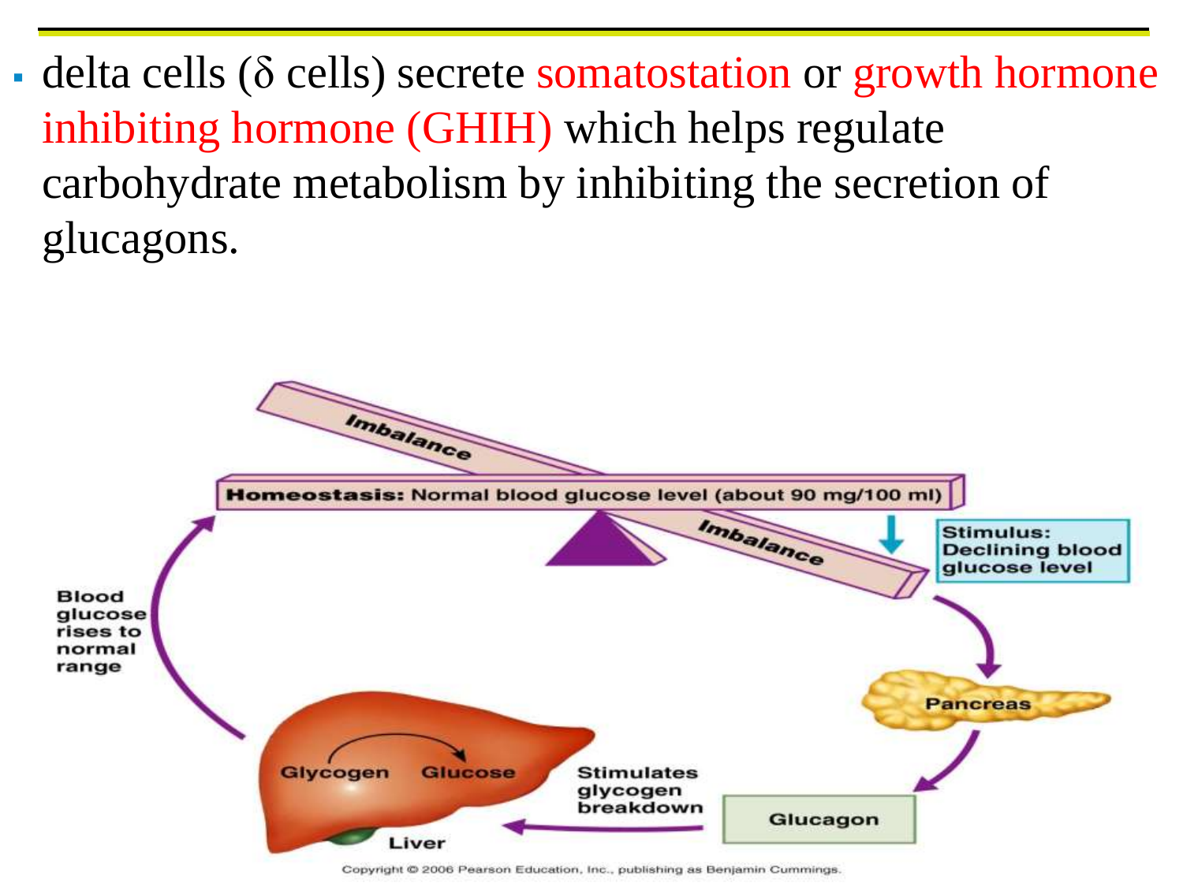- delta cells (δ cells) secrete somatostation or growth hormone inhibiting hormone (GHIH) which helps regulate carbohydrate metabolism by inhibiting the secretion of glucagons.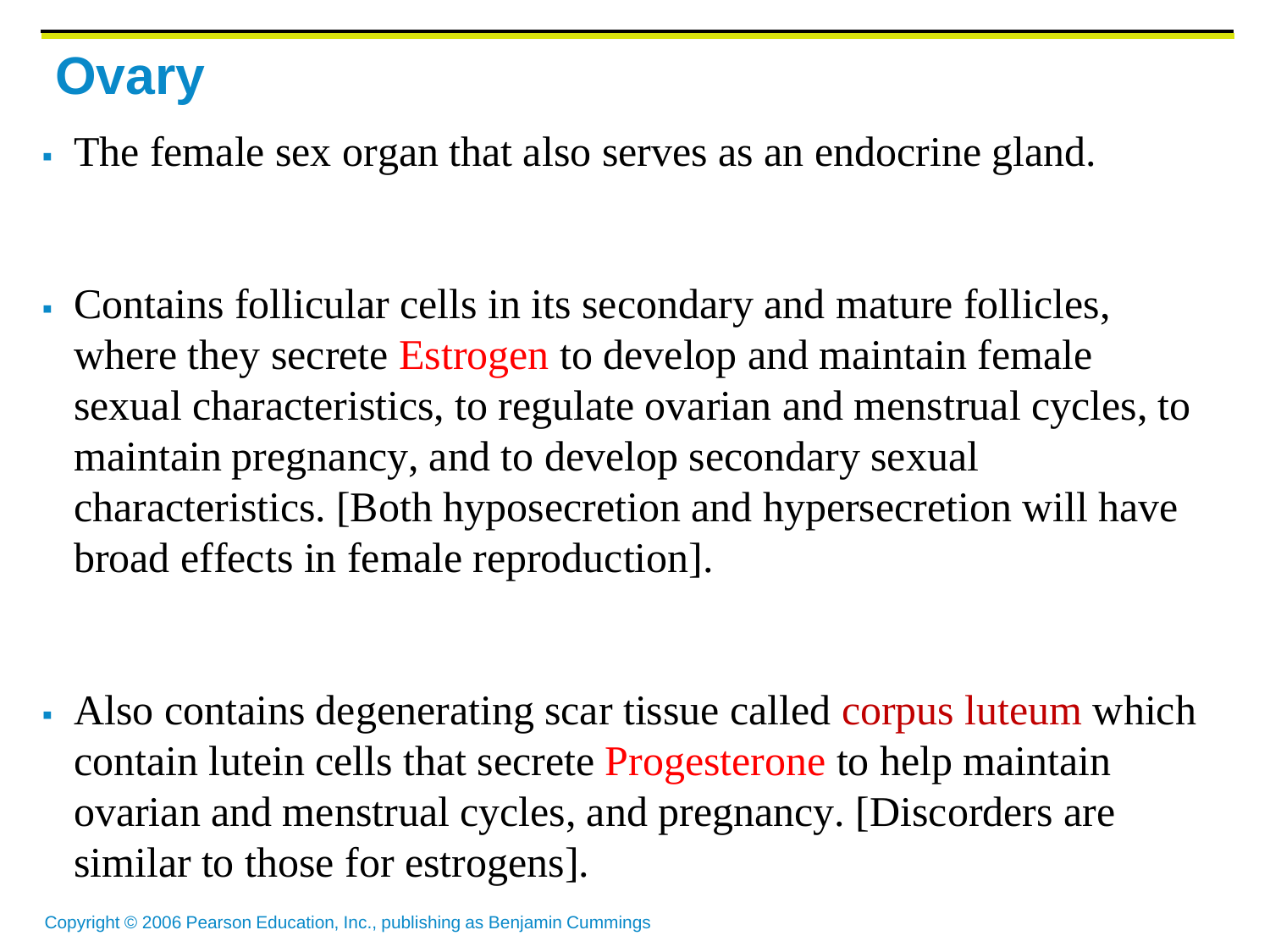# Ovary

- The female sex organ that also serves as an endocrine gland.

- Contains follicular cells in its secondary and mature follicles, where they secrete Estrogen to develop and maintain female sexual characteristics, to regulate ovarian and menstrual cycles, to maintain pregnancy, and to develop secondary sexual characteristics. [Both hyposecretion and hypersecretion will have broad effects in female reproduction].

- Also contains degenerating scar tissue called corpus luteum which contain lutein cells that secrete Progesterone to help maintain ovarian and menstrual cycles, and pregnancy. [Discorders are similar to those for estrogens].

Copyright © 2006 Pearson Education, Inc., publishing as Benjamin Cummings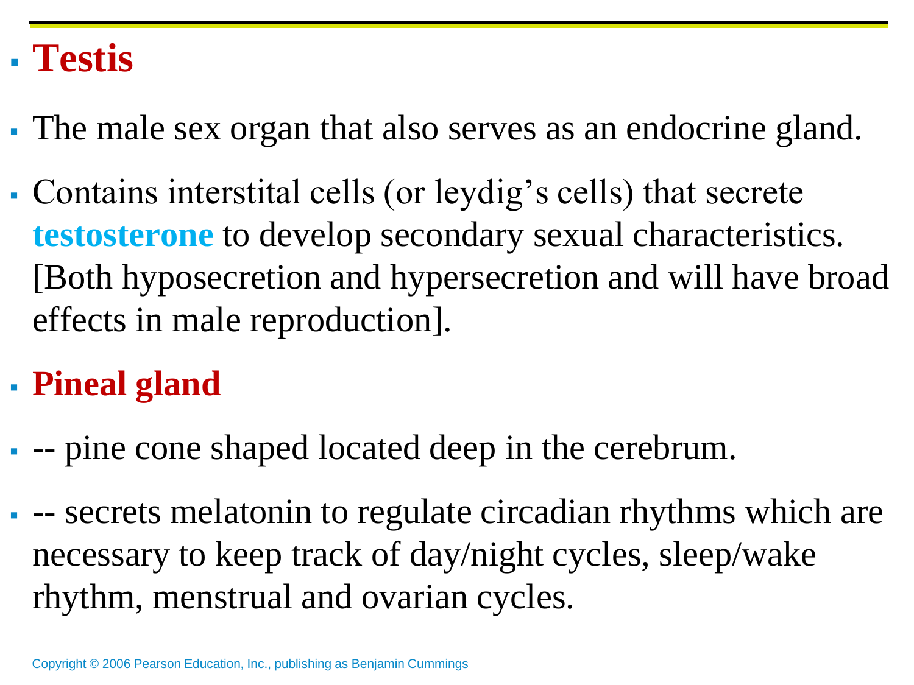- **Testis**
- The male sex organ that also serves as an endocrine gland.
- Contains interstital cells (or leydig's cells) that secrete **testosterone** to develop secondary sexual characteristics. [Both hyposecretion and hypersecretion and will have broad effects in male reproduction].
- **Pineal gland**
- -- pine cone shaped located deep in the cerebrum.
- -- secrets melatonin to regulate circadian rhythms which are necessary to keep track of day/night cycles, sleep/wake rhythm, menstrual and ovarian cycles.

Copyright © 2006 Pearson Education, Inc., publishing as Benjamin Cummings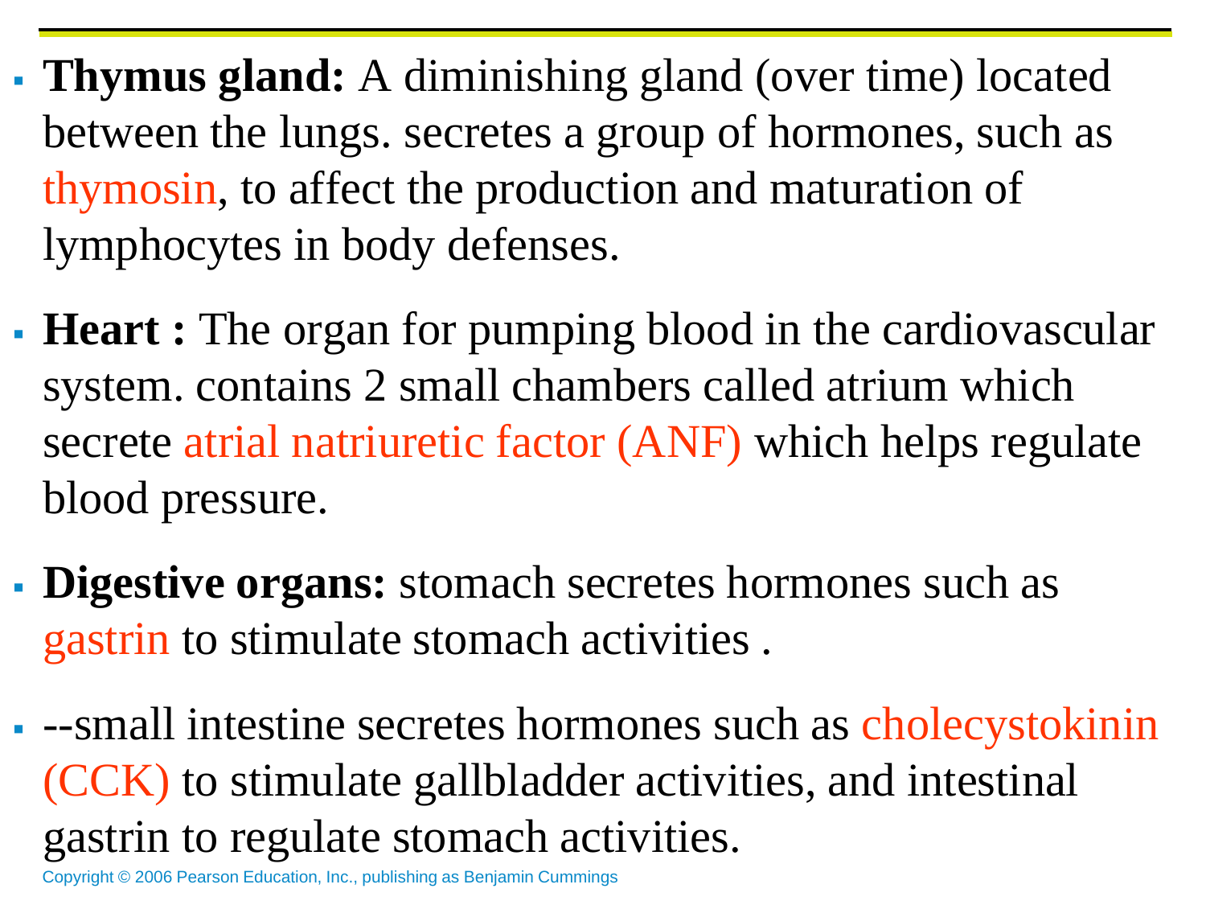- **Thymus gland:** A diminishing gland (over time) located between the lungs. secretes a group of hormones, such as thymosin, to affect the production and maturation of lymphocytes in body defenses.

- **Heart :** The organ for pumping blood in the cardiovascular system. contains 2 small chambers called atrium which secrete atrial natriuretic factor (ANF) which helps regulate blood pressure.

- **Digestive organs:** stomach secretes hormones such as gastrin to stimulate stomach activities .

- --small intestine secretes hormones such as cholecystokinin (CCK) to stimulate gallbladder activities, and intestinal gastrin to regulate stomach activities.

Copyright © 2006 Pearson Education, Inc., publishing as Benjamin Cummings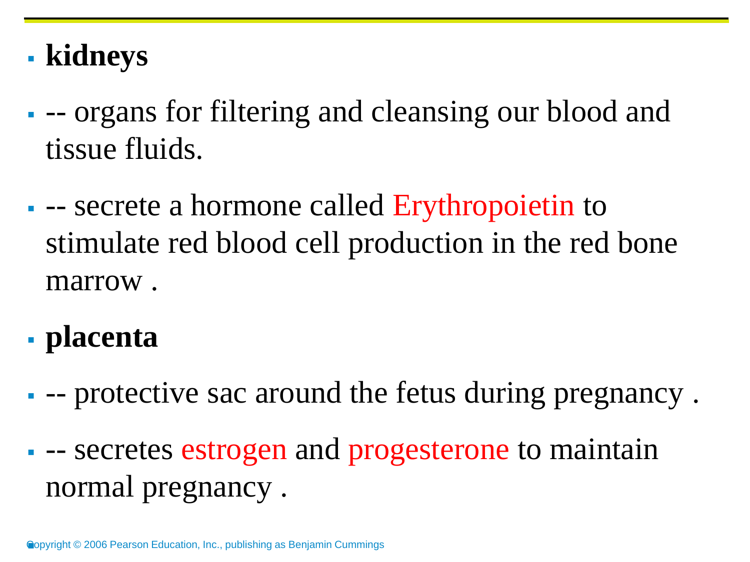- **kidneys**
- -- organs for filtering and cleansing our blood and tissue fluids.
- -- secrete a hormone called Erythropoietin to stimulate red blood cell production in the red bone marrow .
- **placenta**
- -- protective sac around the fetus during pregnancy .
- -- secretes estrogen and progesterone to maintain normal pregnancy .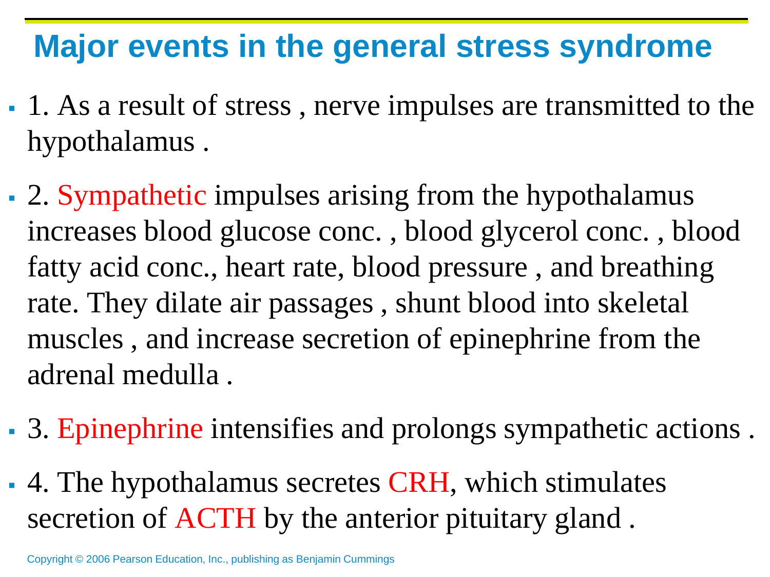# Major events in the general stress syndrome

- 1. As a result of stress , nerve impulses are transmitted to the hypothalamus .
- 2. Sympathetic impulses arising from the hypothalamus increases blood glucose conc. , blood glycerol conc. , blood fatty acid conc., heart rate, blood pressure , and breathing rate. They dilate air passages , shunt blood into skeletal muscles , and increase secretion of epinephrine from the adrenal medulla .
- 3. Epinephrine intensifies and prolongs sympathetic actions .
- 4. The hypothalamus secretes CRH, which stimulates secretion of ACTH by the anterior pituitary gland .

Copyright © 2006 Pearson Education, Inc., publishing as Benjamin Cummings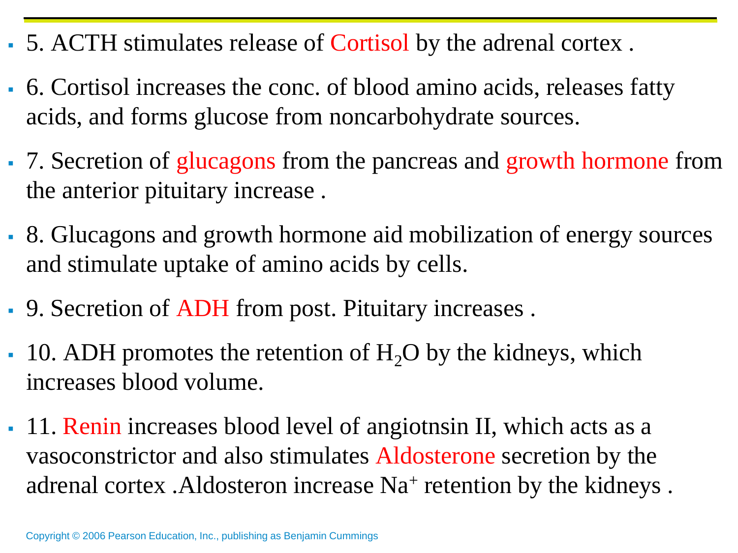- 5. ACTH stimulates release of Cortisol by the adrenal cortex .
- 6. Cortisol increases the conc. of blood amino acids, releases fatty acids, and forms glucose from noncarbohydrate sources.
- 7. Secretion of glucagons from the pancreas and growth hormone from the anterior pituitary increase .
- 8. Glucagons and growth hormone aid mobilization of energy sources and stimulate uptake of amino acids by cells.
- 9. Secretion of ADH from post. Pituitary increases .
- 10. ADH promotes the retention of $H_2O$ by the kidneys, which increases blood volume.
- 11. Renin increases blood level of angiotnsin II, which acts as a vasoconstrictor and also stimulates Aldosterone secretion by the adrenal cortex .Aldosteron increase $Na^+$ retention by the kidneys .

Copyright © 2006 Pearson Education, Inc., publishing as Benjamin Cummings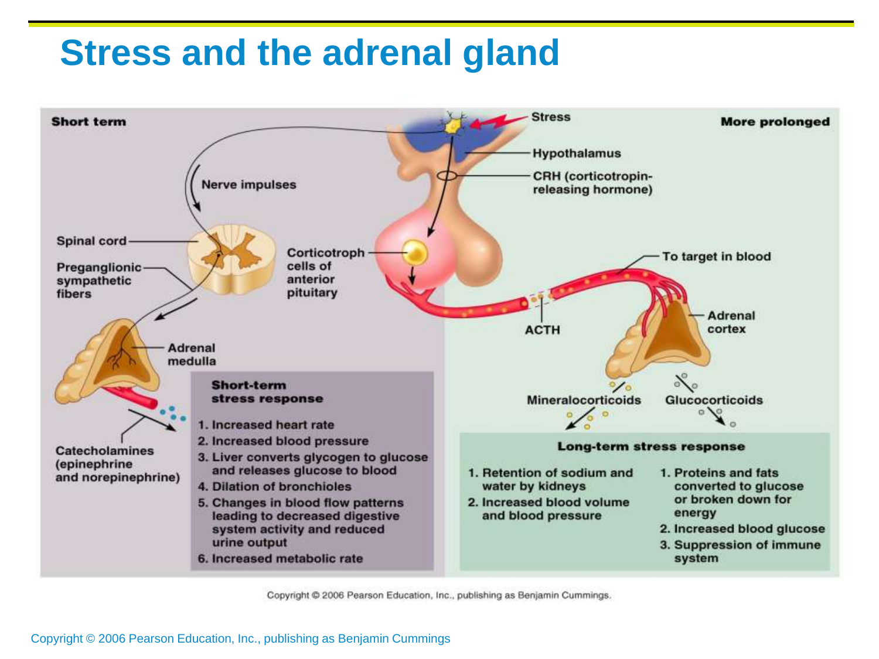# Stress and the adrenal gland

Short term

More prolonged

Stress

Hypothalamus

CRH (corticotropin-releasing hormone)

Nerve impulses

Spinal cord

Preganglionic sympathetic fibers

Corticotroph cells of anterior pituitary

To target in blood

Adrenal cortex

ACTH

Adrenal medulla

Mineralocorticoids

Glucocorticoids

Catecholamines (epinephrine and norepinephrine)

**Short-term stress response**

1. Increased heart rate
2. Increased blood pressure
3. Liver converts glycogen to glucose and releases glucose to blood
4. Dilation of bronchioles
5. Changes in blood flow patterns leading to decreased digestive system activity and reduced urine output
6. Increased metabolic rate

**Long-term stress response**

1. Retention of sodium and water by kidneys
2. Increased blood volume and blood pressure

1. Proteins and fats converted to glucose or broken down for energy
2. Increased blood glucose
3. Suppression of immune system

Copyright © 2006 Pearson Education, Inc., publishing as Benjamin Cummings.

Copyright © 2006 Pearson Education, Inc., publishing as Benjamin Cummings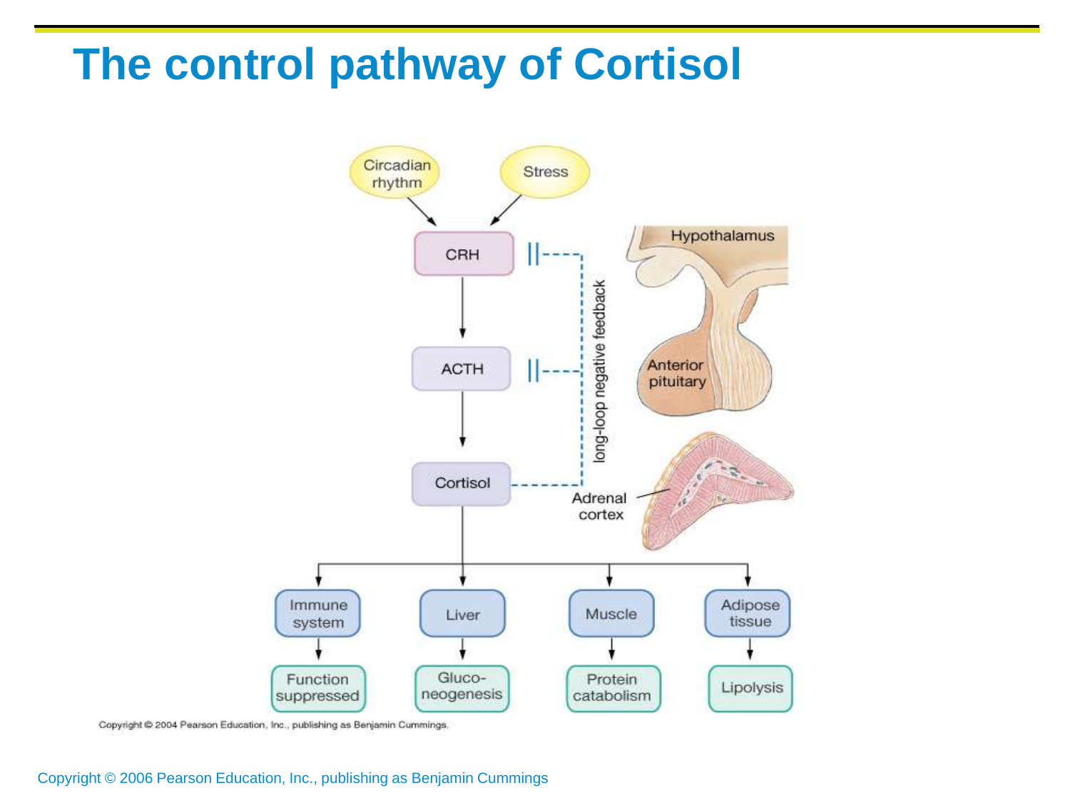# The control pathway of Cortisol

Circadian rhythm → CRH ← Stress

CRH → ACTH → Cortisol

Cortisol - - - long-loop negative feedback - - - ‖ CRH, ‖ ACTH

Hypothalamus

Anterior pituitary

Adrenal cortex

- Immune system → Function suppressed
- Liver → Gluco-neogenesis
- Muscle → Protein catabolism
- Adipose tissue → Lipolysis

Copyright © 2004 Pearson Education, Inc., publishing as Benjamin Cummings.

Copyright © 2006 Pearson Education, Inc., publishing as Benjamin Cummings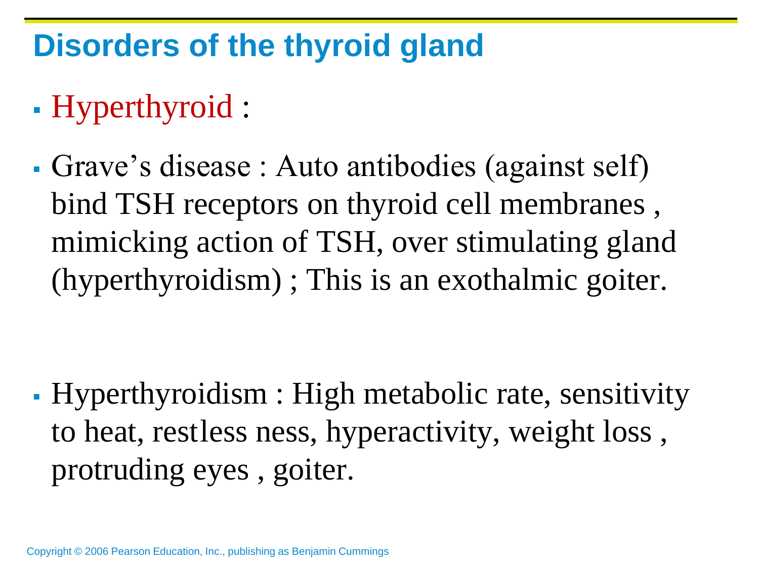# Disorders of the thyroid gland

- Hyperthyroid :
- Grave's disease : Auto antibodies (against self) bind TSH receptors on thyroid cell membranes , mimicking action of TSH, over stimulating gland (hyperthyroidism) ; This is an exothalmic goiter.
- Hyperthyroidism : High metabolic rate, sensitivity to heat, restless ness, hyperactivity, weight loss , protruding eyes , goiter.

Copyright © 2006 Pearson Education, Inc., publishing as Benjamin Cummings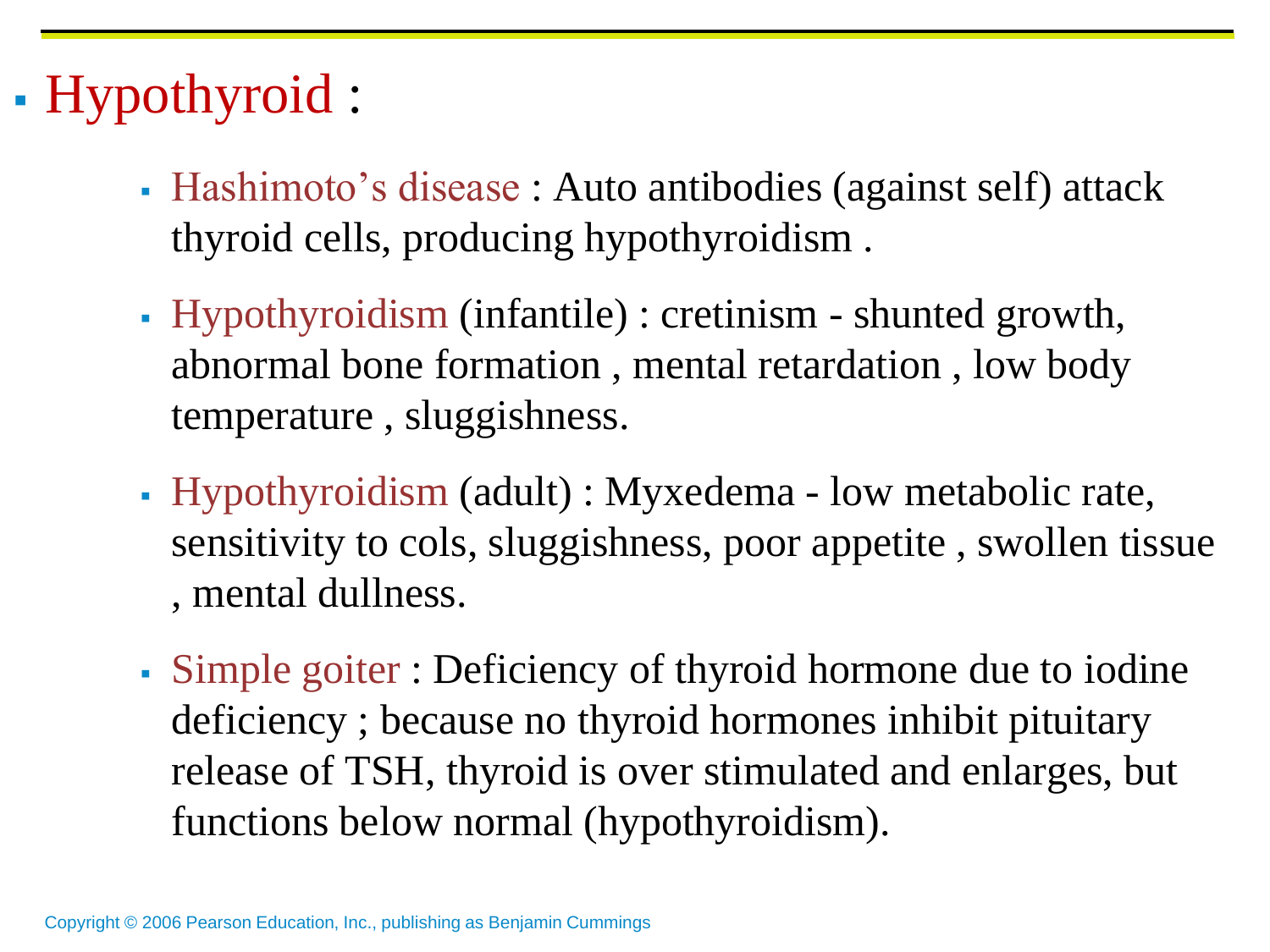- Hypothyroid :

  - Hashimoto's disease : Auto antibodies (against self) attack thyroid cells, producing hypothyroidism .
  - Hypothyroidism (infantile) : cretinism - shunted growth, abnormal bone formation , mental retardation , low body temperature , sluggishness.
  - Hypothyroidism (adult) : Myxedema - low metabolic rate, sensitivity to cols, sluggishness, poor appetite , swollen tissue , mental dullness.
  - Simple goiter : Deficiency of thyroid hormone due to iodine deficiency ; because no thyroid hormones inhibit pituitary release of TSH, thyroid is over stimulated and enlarges, but functions below normal (hypothyroidism).

Copyright © 2006 Pearson Education, Inc., publishing as Benjamin Cummings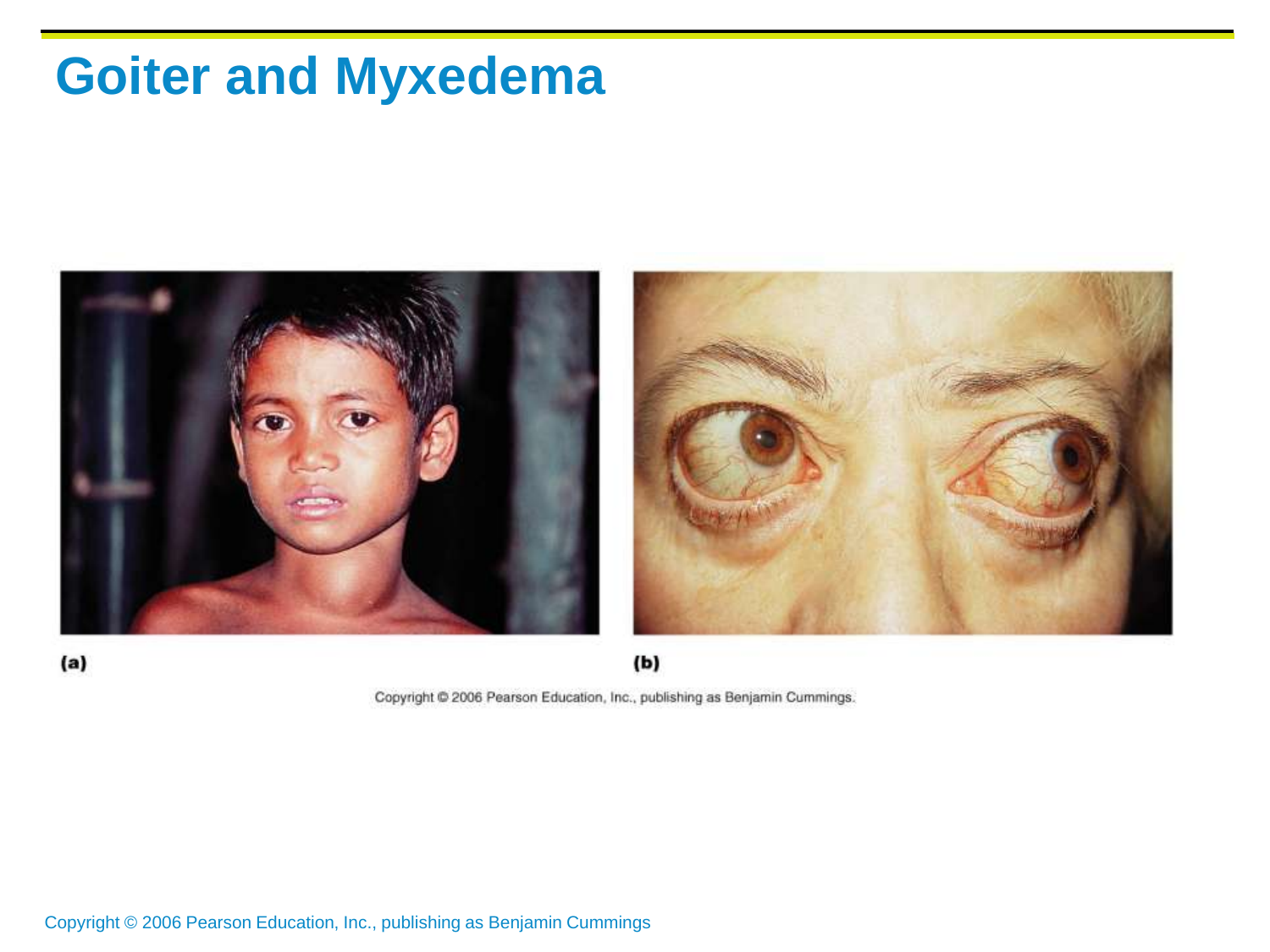# Goiter and Myxedema

(a)

(b)

Copyright © 2006 Pearson Education, Inc., publishing as Benjamin Cummings.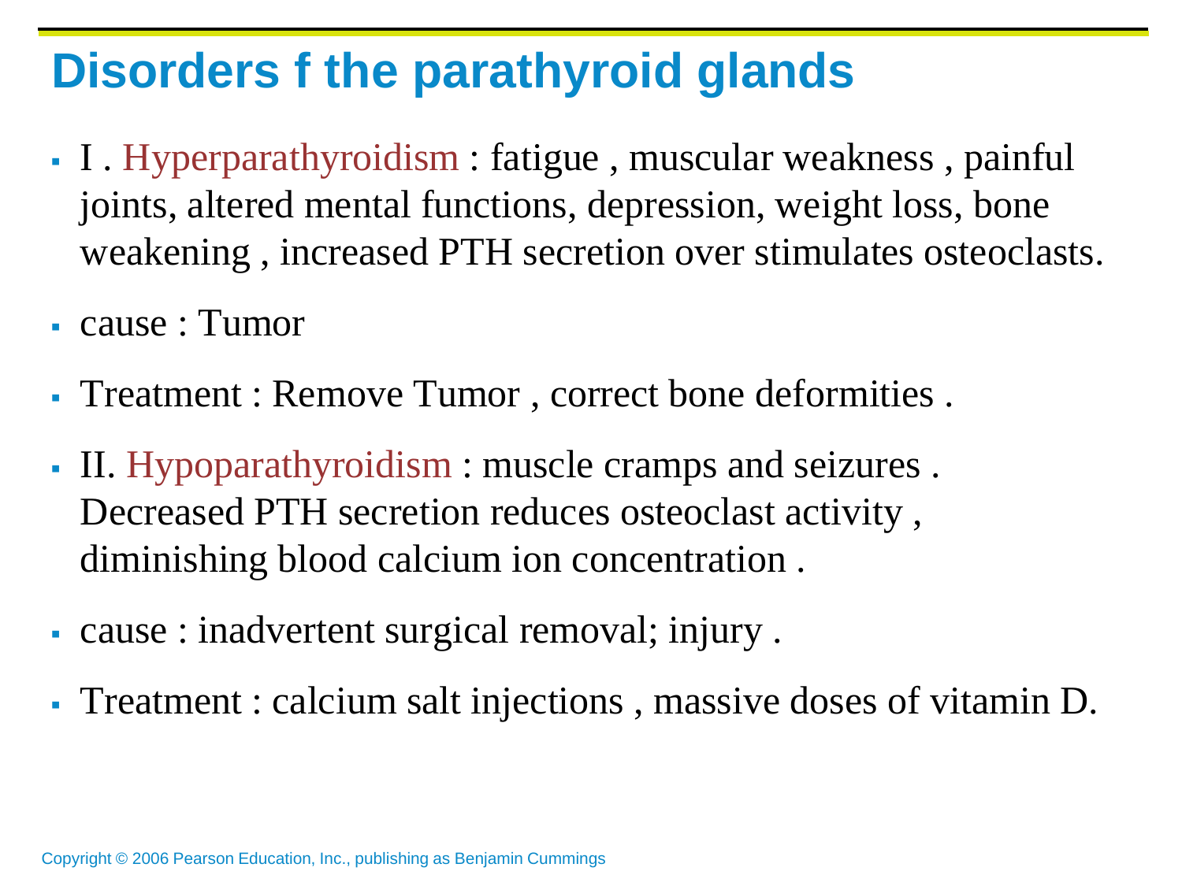# Disorders f the parathyroid glands

- I . Hyperparathyroidism : fatigue , muscular weakness , painful joints, altered mental functions, depression, weight loss, bone weakening , increased PTH secretion over stimulates osteoclasts.
- cause : Tumor
- Treatment : Remove Tumor , correct bone deformities .
- II. Hypoparathyroidism : muscle cramps and seizures . Decreased PTH secretion reduces osteoclast activity , diminishing blood calcium ion concentration .
- cause : inadvertent surgical removal; injury .
- Treatment : calcium salt injections , massive doses of vitamin D.

Copyright © 2006 Pearson Education, Inc., publishing as Benjamin Cummings